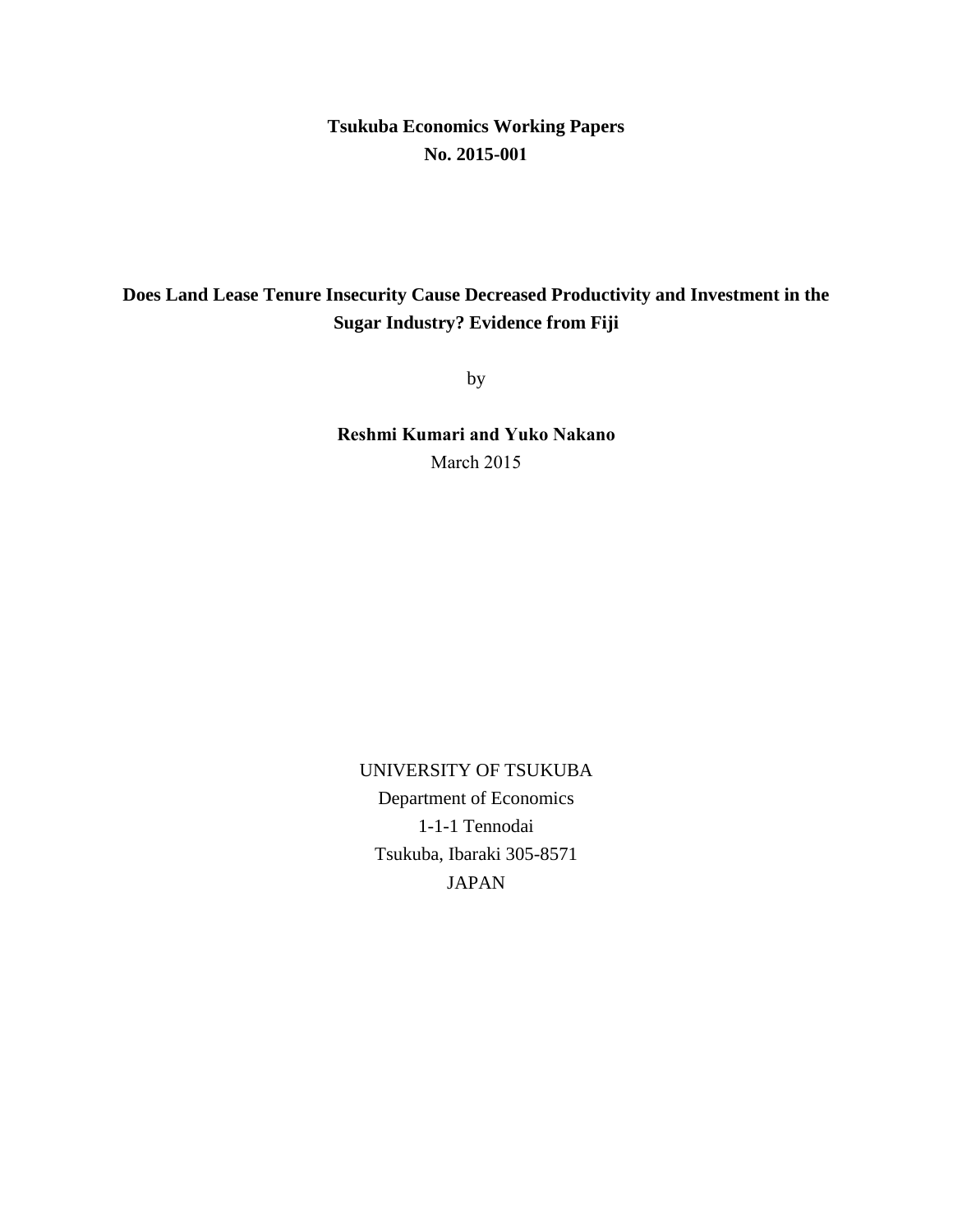**Tsukuba Economics Working Papers**
**No. 2015-001**

# Does Land Lease Tenure Insecurity Cause Decreased Productivity and Investment in the Sugar Industry? Evidence from Fiji

by

**Reshmi Kumari and Yuko Nakano**

March 2015

UNIVERSITY OF TSUKUBA
Department of Economics
1-1-1 Tennodai
Tsukuba, Ibaraki 305-8571
JAPAN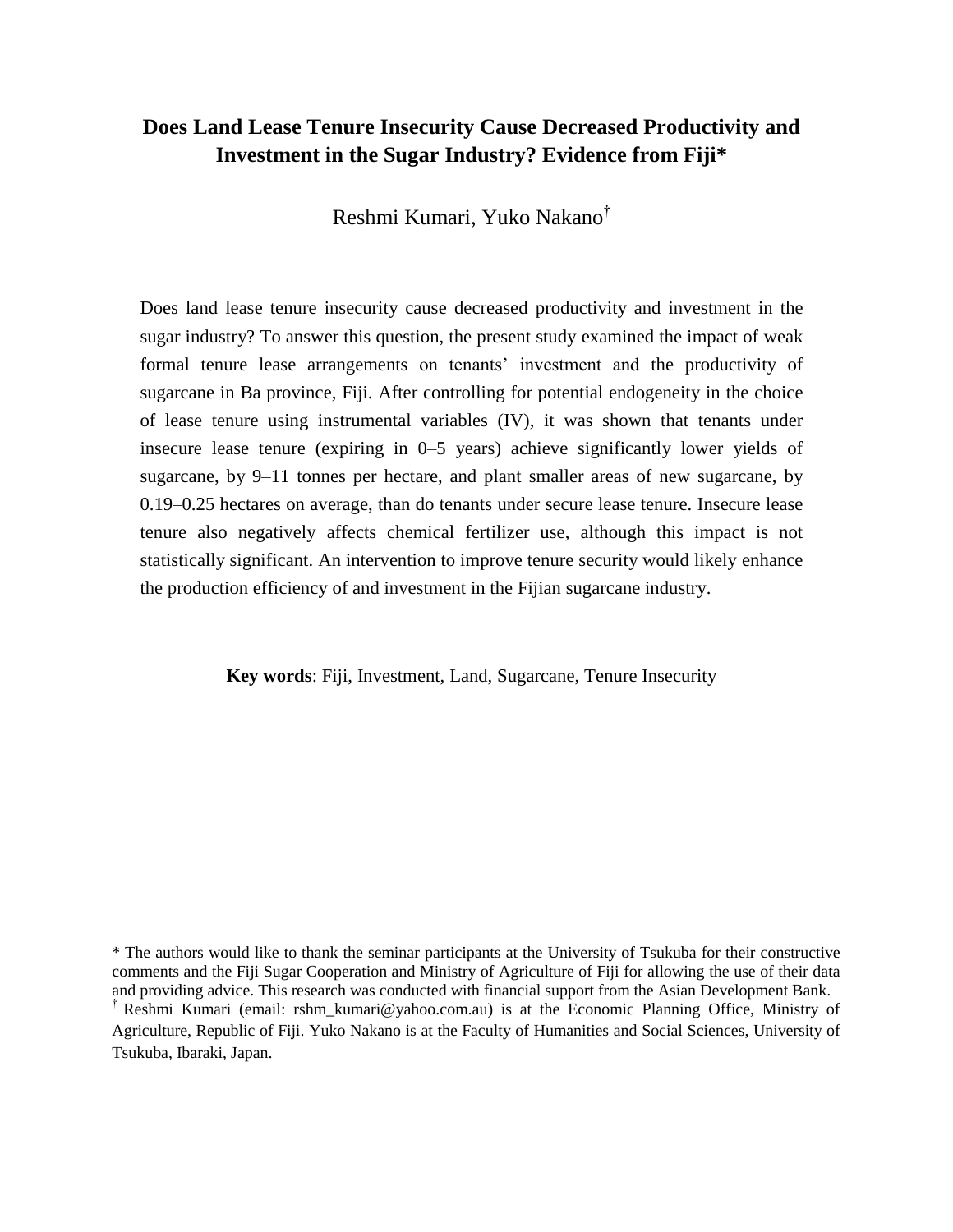# Does Land Lease Tenure Insecurity Cause Decreased Productivity and Investment in the Sugar Industry? Evidence from Fiji*

Reshmi Kumari, Yuko Nakano[†]

Does land lease tenure insecurity cause decreased productivity and investment in the sugar industry? To answer this question, the present study examined the impact of weak formal tenure lease arrangements on tenants' investment and the productivity of sugarcane in Ba province, Fiji. After controlling for potential endogeneity in the choice of lease tenure using instrumental variables (IV), it was shown that tenants under insecure lease tenure (expiring in 0–5 years) achieve significantly lower yields of sugarcane, by 9–11 tonnes per hectare, and plant smaller areas of new sugarcane, by 0.19–0.25 hectares on average, than do tenants under secure lease tenure. Insecure lease tenure also negatively affects chemical fertilizer use, although this impact is not statistically significant. An intervention to improve tenure security would likely enhance the production efficiency of and investment in the Fijian sugarcane industry.

**Key words**: Fiji, Investment, Land, Sugarcane, Tenure Insecurity

\* The authors would like to thank the seminar participants at the University of Tsukuba for their constructive comments and the Fiji Sugar Cooperation and Ministry of Agriculture of Fiji for allowing the use of their data and providing advice. This research was conducted with financial support from the Asian Development Bank.

[†] Reshmi Kumari (email: rshm_kumari@yahoo.com.au) is at the Economic Planning Office, Ministry of Agriculture, Republic of Fiji. Yuko Nakano is at the Faculty of Humanities and Social Sciences, University of Tsukuba, Ibaraki, Japan.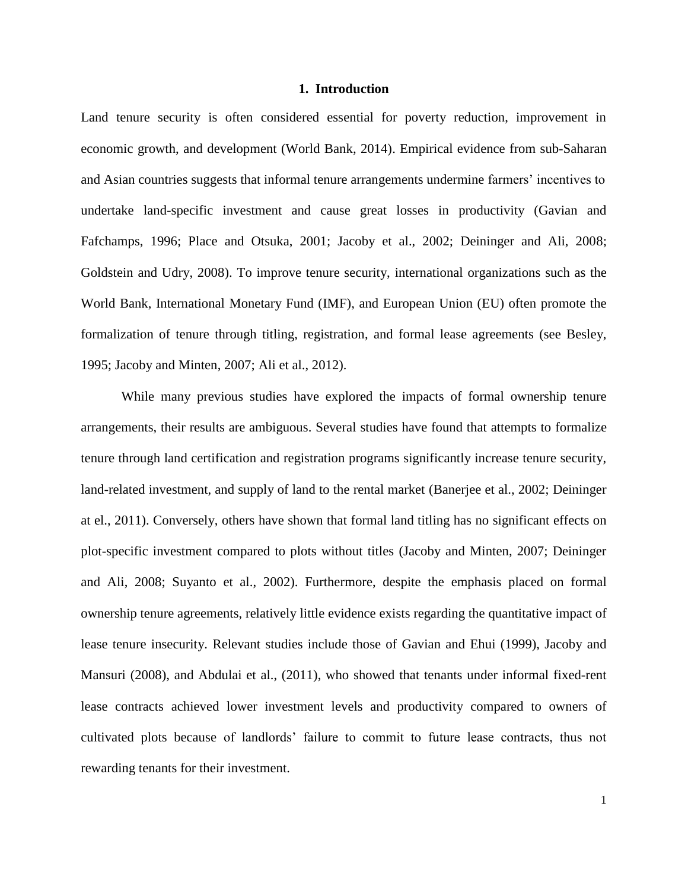# 1. Introduction

Land tenure security is often considered essential for poverty reduction, improvement in economic growth, and development (World Bank, 2014). Empirical evidence from sub-Saharan and Asian countries suggests that informal tenure arrangements undermine farmers' incentives to undertake land-specific investment and cause great losses in productivity (Gavian and Fafchamps, 1996; Place and Otsuka, 2001; Jacoby et al., 2002; Deininger and Ali, 2008; Goldstein and Udry, 2008). To improve tenure security, international organizations such as the World Bank, International Monetary Fund (IMF), and European Union (EU) often promote the formalization of tenure through titling, registration, and formal lease agreements (see Besley, 1995; Jacoby and Minten, 2007; Ali et al., 2012).

While many previous studies have explored the impacts of formal ownership tenure arrangements, their results are ambiguous. Several studies have found that attempts to formalize tenure through land certification and registration programs significantly increase tenure security, land-related investment, and supply of land to the rental market (Banerjee et al., 2002; Deininger at el., 2011). Conversely, others have shown that formal land titling has no significant effects on plot-specific investment compared to plots without titles (Jacoby and Minten, 2007; Deininger and Ali, 2008; Suyanto et al., 2002). Furthermore, despite the emphasis placed on formal ownership tenure agreements, relatively little evidence exists regarding the quantitative impact of lease tenure insecurity. Relevant studies include those of Gavian and Ehui (1999), Jacoby and Mansuri (2008), and Abdulai et al., (2011), who showed that tenants under informal fixed-rent lease contracts achieved lower investment levels and productivity compared to owners of cultivated plots because of landlords' failure to commit to future lease contracts, thus not rewarding tenants for their investment.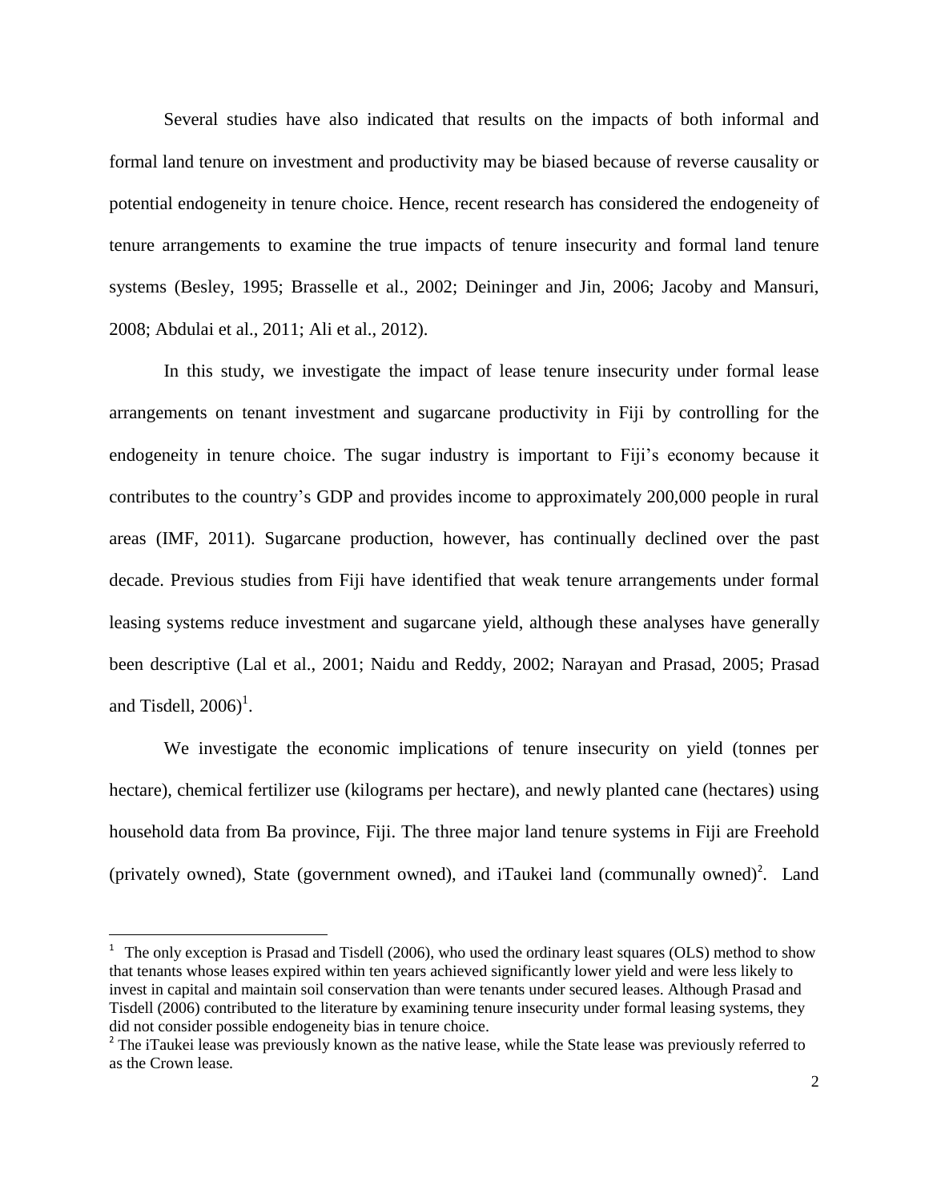Several studies have also indicated that results on the impacts of both informal and formal land tenure on investment and productivity may be biased because of reverse causality or potential endogeneity in tenure choice. Hence, recent research has considered the endogeneity of tenure arrangements to examine the true impacts of tenure insecurity and formal land tenure systems (Besley, 1995; Brasselle et al., 2002; Deininger and Jin, 2006; Jacoby and Mansuri, 2008; Abdulai et al., 2011; Ali et al., 2012).

In this study, we investigate the impact of lease tenure insecurity under formal lease arrangements on tenant investment and sugarcane productivity in Fiji by controlling for the endogeneity in tenure choice. The sugar industry is important to Fiji's economy because it contributes to the country's GDP and provides income to approximately 200,000 people in rural areas (IMF, 2011). Sugarcane production, however, has continually declined over the past decade. Previous studies from Fiji have identified that weak tenure arrangements under formal leasing systems reduce investment and sugarcane yield, although these analyses have generally been descriptive (Lal et al., 2001; Naidu and Reddy, 2002; Narayan and Prasad, 2005; Prasad and Tisdell, 2006)[1].

We investigate the economic implications of tenure insecurity on yield (tonnes per hectare), chemical fertilizer use (kilograms per hectare), and newly planted cane (hectares) using household data from Ba province, Fiji. The three major land tenure systems in Fiji are Freehold (privately owned), State (government owned), and iTaukei land (communally owned)[2]. Land

---

[1] The only exception is Prasad and Tisdell (2006), who used the ordinary least squares (OLS) method to show that tenants whose leases expired within ten years achieved significantly lower yield and were less likely to invest in capital and maintain soil conservation than were tenants under secured leases. Although Prasad and Tisdell (2006) contributed to the literature by examining tenure insecurity under formal leasing systems, they did not consider possible endogeneity bias in tenure choice.

[2] The iTaukei lease was previously known as the native lease, while the State lease was previously referred to as the Crown lease.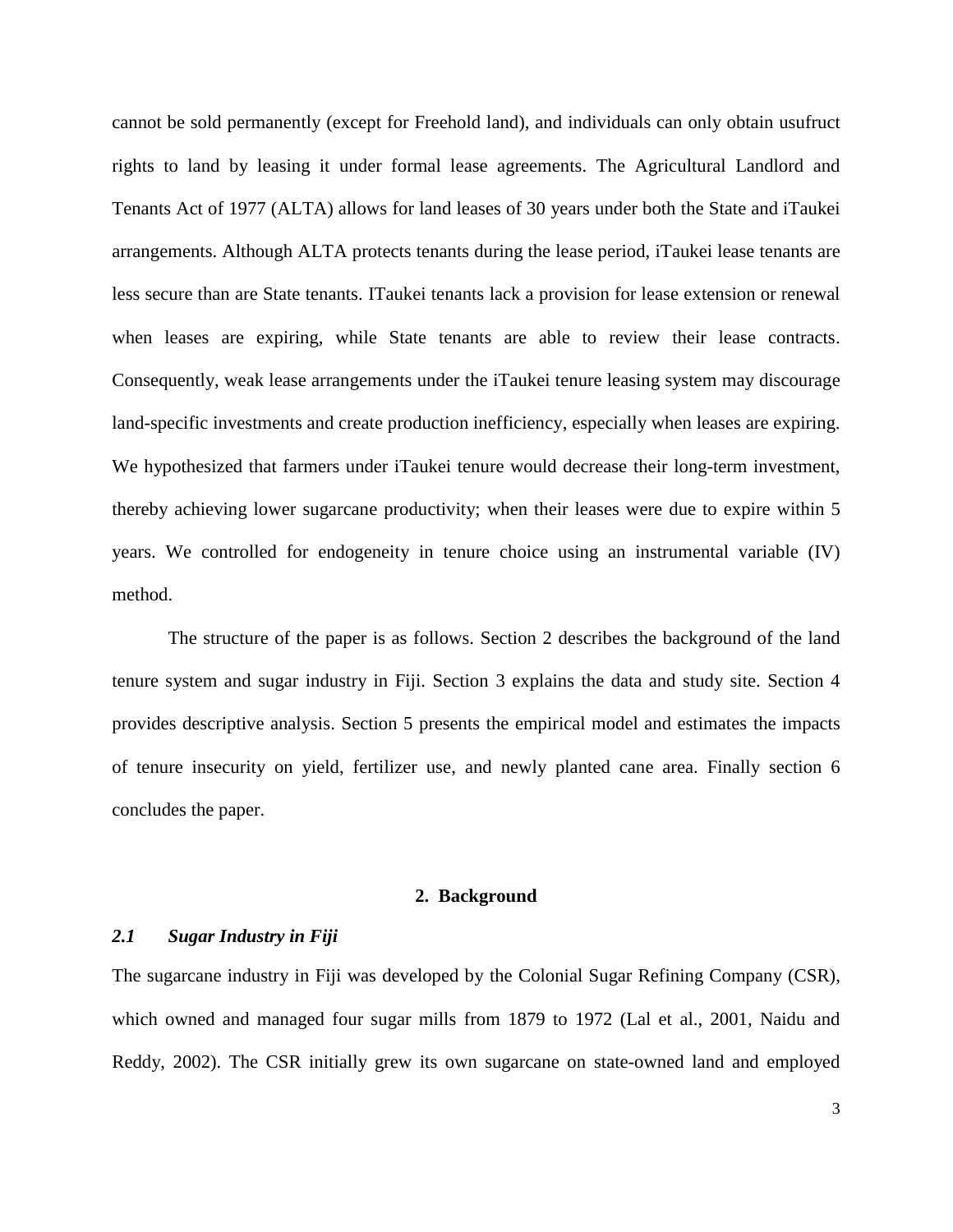cannot be sold permanently (except for Freehold land), and individuals can only obtain usufruct rights to land by leasing it under formal lease agreements. The Agricultural Landlord and Tenants Act of 1977 (ALTA) allows for land leases of 30 years under both the State and iTaukei arrangements. Although ALTA protects tenants during the lease period, iTaukei lease tenants are less secure than are State tenants. ITaukei tenants lack a provision for lease extension or renewal when leases are expiring, while State tenants are able to review their lease contracts. Consequently, weak lease arrangements under the iTaukei tenure leasing system may discourage land-specific investments and create production inefficiency, especially when leases are expiring. We hypothesized that farmers under iTaukei tenure would decrease their long-term investment, thereby achieving lower sugarcane productivity; when their leases were due to expire within 5 years. We controlled for endogeneity in tenure choice using an instrumental variable (IV) method.

The structure of the paper is as follows. Section 2 describes the background of the land tenure system and sugar industry in Fiji. Section 3 explains the data and study site. Section 4 provides descriptive analysis. Section 5 presents the empirical model and estimates the impacts of tenure insecurity on yield, fertilizer use, and newly planted cane area. Finally section 6 concludes the paper.

## 2. Background

### *2.1 Sugar Industry in Fiji*

The sugarcane industry in Fiji was developed by the Colonial Sugar Refining Company (CSR), which owned and managed four sugar mills from 1879 to 1972 (Lal et al., 2001, Naidu and Reddy, 2002). The CSR initially grew its own sugarcane on state-owned land and employed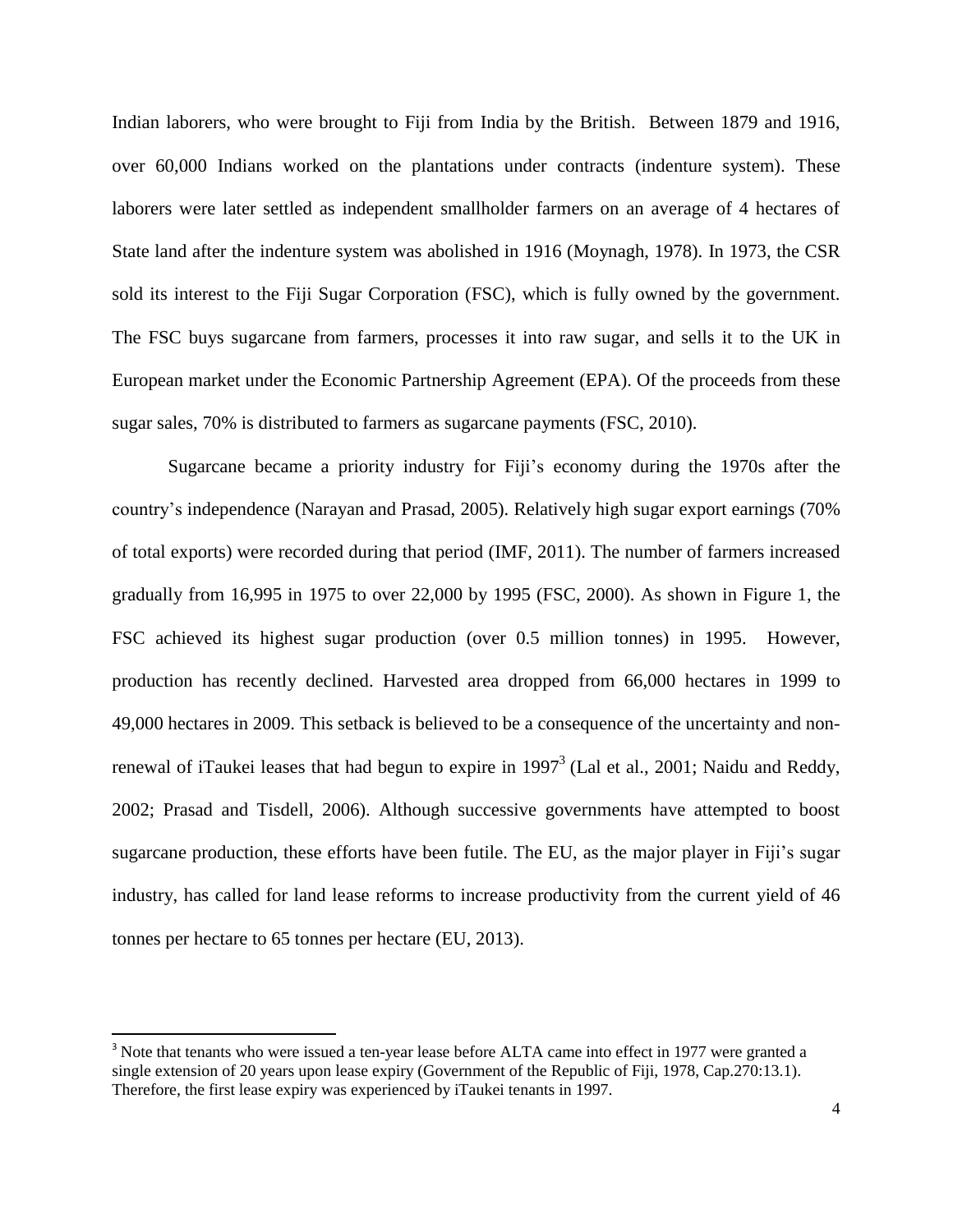Indian laborers, who were brought to Fiji from India by the British. Between 1879 and 1916, over 60,000 Indians worked on the plantations under contracts (indenture system). These laborers were later settled as independent smallholder farmers on an average of 4 hectares of State land after the indenture system was abolished in 1916 (Moynagh, 1978). In 1973, the CSR sold its interest to the Fiji Sugar Corporation (FSC), which is fully owned by the government. The FSC buys sugarcane from farmers, processes it into raw sugar, and sells it to the UK in European market under the Economic Partnership Agreement (EPA). Of the proceeds from these sugar sales, 70% is distributed to farmers as sugarcane payments (FSC, 2010).

Sugarcane became a priority industry for Fiji's economy during the 1970s after the country's independence (Narayan and Prasad, 2005). Relatively high sugar export earnings (70% of total exports) were recorded during that period (IMF, 2011). The number of farmers increased gradually from 16,995 in 1975 to over 22,000 by 1995 (FSC, 2000). As shown in Figure 1, the FSC achieved its highest sugar production (over 0.5 million tonnes) in 1995. However, production has recently declined. Harvested area dropped from 66,000 hectares in 1999 to 49,000 hectares in 2009. This setback is believed to be a consequence of the uncertainty and non-renewal of iTaukei leases that had begun to expire in 1997[3] (Lal et al., 2001; Naidu and Reddy, 2002; Prasad and Tisdell, 2006). Although successive governments have attempted to boost sugarcane production, these efforts have been futile. The EU, as the major player in Fiji's sugar industry, has called for land lease reforms to increase productivity from the current yield of 46 tonnes per hectare to 65 tonnes per hectare (EU, 2013).

[3] Note that tenants who were issued a ten-year lease before ALTA came into effect in 1977 were granted a single extension of 20 years upon lease expiry (Government of the Republic of Fiji, 1978, Cap.270:13.1). Therefore, the first lease expiry was experienced by iTaukei tenants in 1997.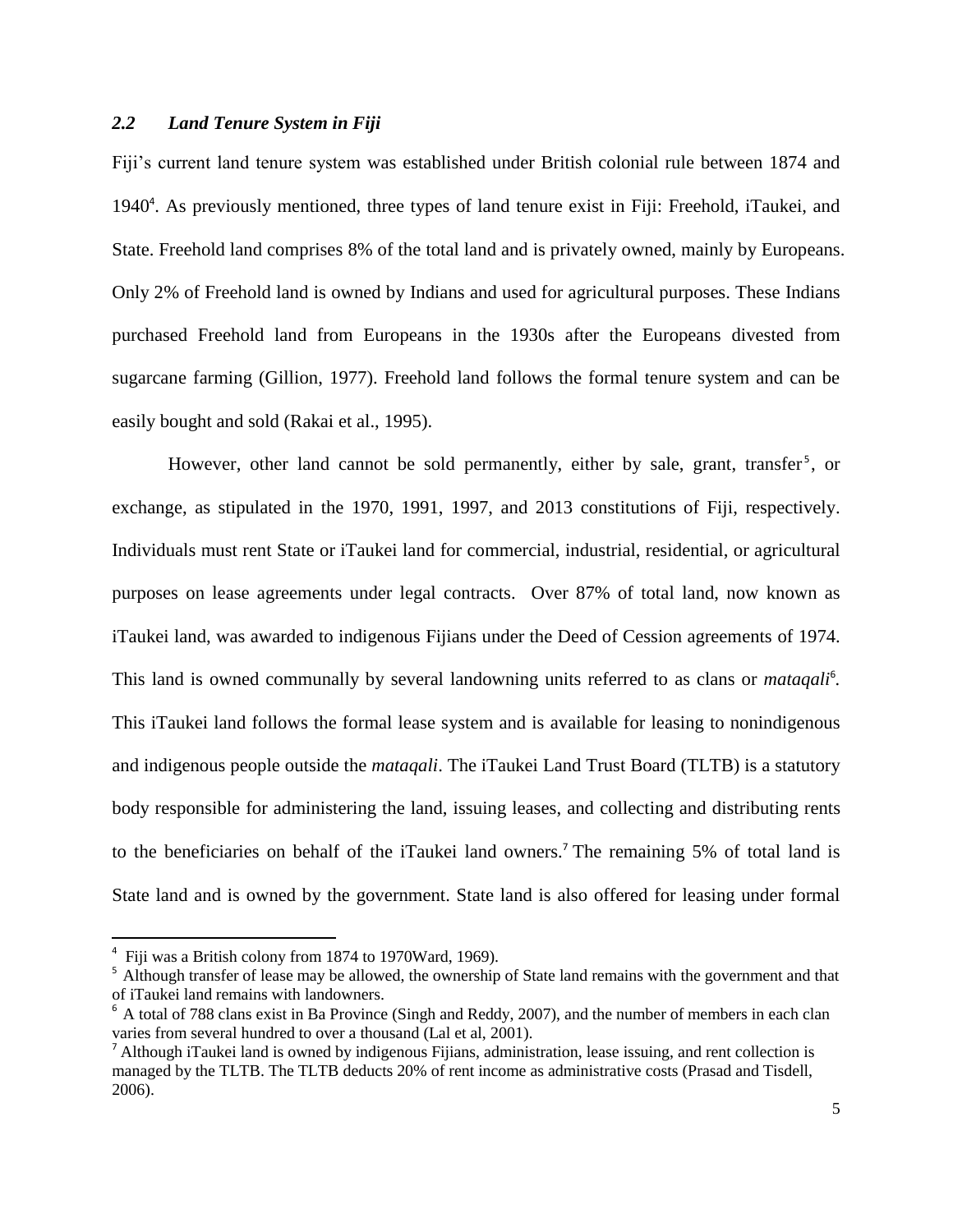### *2.2 Land Tenure System in Fiji*

Fiji's current land tenure system was established under British colonial rule between 1874 and 1940[4]. As previously mentioned, three types of land tenure exist in Fiji: Freehold, iTaukei, and State. Freehold land comprises 8% of the total land and is privately owned, mainly by Europeans. Only 2% of Freehold land is owned by Indians and used for agricultural purposes. These Indians purchased Freehold land from Europeans in the 1930s after the Europeans divested from sugarcane farming (Gillion, 1977). Freehold land follows the formal tenure system and can be easily bought and sold (Rakai et al., 1995).

However, other land cannot be sold permanently, either by sale, grant, transfer[5], or exchange, as stipulated in the 1970, 1991, 1997, and 2013 constitutions of Fiji, respectively. Individuals must rent State or iTaukei land for commercial, industrial, residential, or agricultural purposes on lease agreements under legal contracts. Over 87% of total land, now known as iTaukei land, was awarded to indigenous Fijians under the Deed of Cession agreements of 1974. This land is owned communally by several landowning units referred to as clans or *mataqali*[6]. This iTaukei land follows the formal lease system and is available for leasing to nonindigenous and indigenous people outside the *mataqali*. The iTaukei Land Trust Board (TLTB) is a statutory body responsible for administering the land, issuing leases, and collecting and distributing rents to the beneficiaries on behalf of the iTaukei land owners.[7] The remaining 5% of total land is State land and is owned by the government. State land is also offered for leasing under formal

---

[4] Fiji was a British colony from 1874 to 1970Ward, 1969).

[5] Although transfer of lease may be allowed, the ownership of State land remains with the government and that of iTaukei land remains with landowners.

[6] A total of 788 clans exist in Ba Province (Singh and Reddy, 2007), and the number of members in each clan varies from several hundred to over a thousand (Lal et al, 2001).

[7] Although iTaukei land is owned by indigenous Fijians, administration, lease issuing, and rent collection is managed by the TLTB. The TLTB deducts 20% of rent income as administrative costs (Prasad and Tisdell, 2006).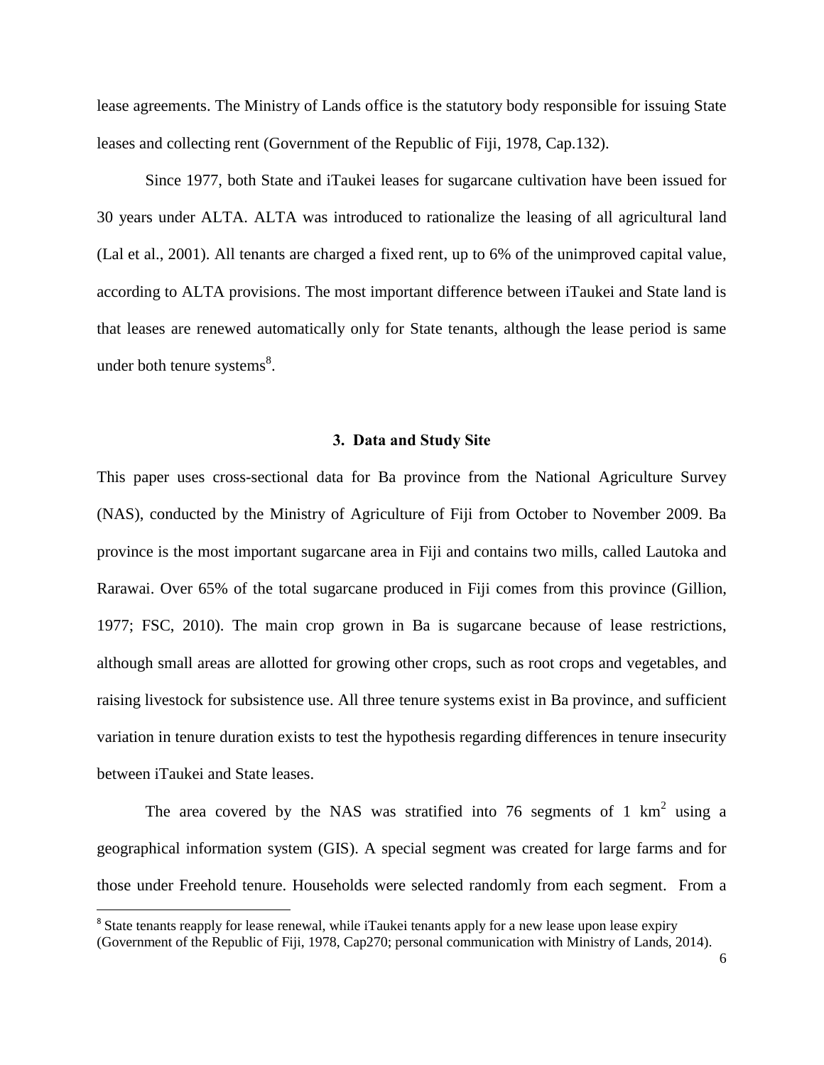lease agreements. The Ministry of Lands office is the statutory body responsible for issuing State leases and collecting rent (Government of the Republic of Fiji, 1978, Cap.132).

Since 1977, both State and iTaukei leases for sugarcane cultivation have been issued for 30 years under ALTA. ALTA was introduced to rationalize the leasing of all agricultural land (Lal et al., 2001). All tenants are charged a fixed rent, up to 6% of the unimproved capital value, according to ALTA provisions. The most important difference between iTaukei and State land is that leases are renewed automatically only for State tenants, although the lease period is same under both tenure systems[8].

## 3. Data and Study Site

This paper uses cross-sectional data for Ba province from the National Agriculture Survey (NAS), conducted by the Ministry of Agriculture of Fiji from October to November 2009. Ba province is the most important sugarcane area in Fiji and contains two mills, called Lautoka and Rarawai. Over 65% of the total sugarcane produced in Fiji comes from this province (Gillion, 1977; FSC, 2010). The main crop grown in Ba is sugarcane because of lease restrictions, although small areas are allotted for growing other crops, such as root crops and vegetables, and raising livestock for subsistence use. All three tenure systems exist in Ba province, and sufficient variation in tenure duration exists to test the hypothesis regarding differences in tenure insecurity between iTaukei and State leases.

The area covered by the NAS was stratified into 76 segments of 1 $km^2$ using a geographical information system (GIS). A special segment was created for large farms and for those under Freehold tenure. Households were selected randomly from each segment. From a

[8] State tenants reapply for lease renewal, while iTaukei tenants apply for a new lease upon lease expiry (Government of the Republic of Fiji, 1978, Cap270; personal communication with Ministry of Lands, 2014).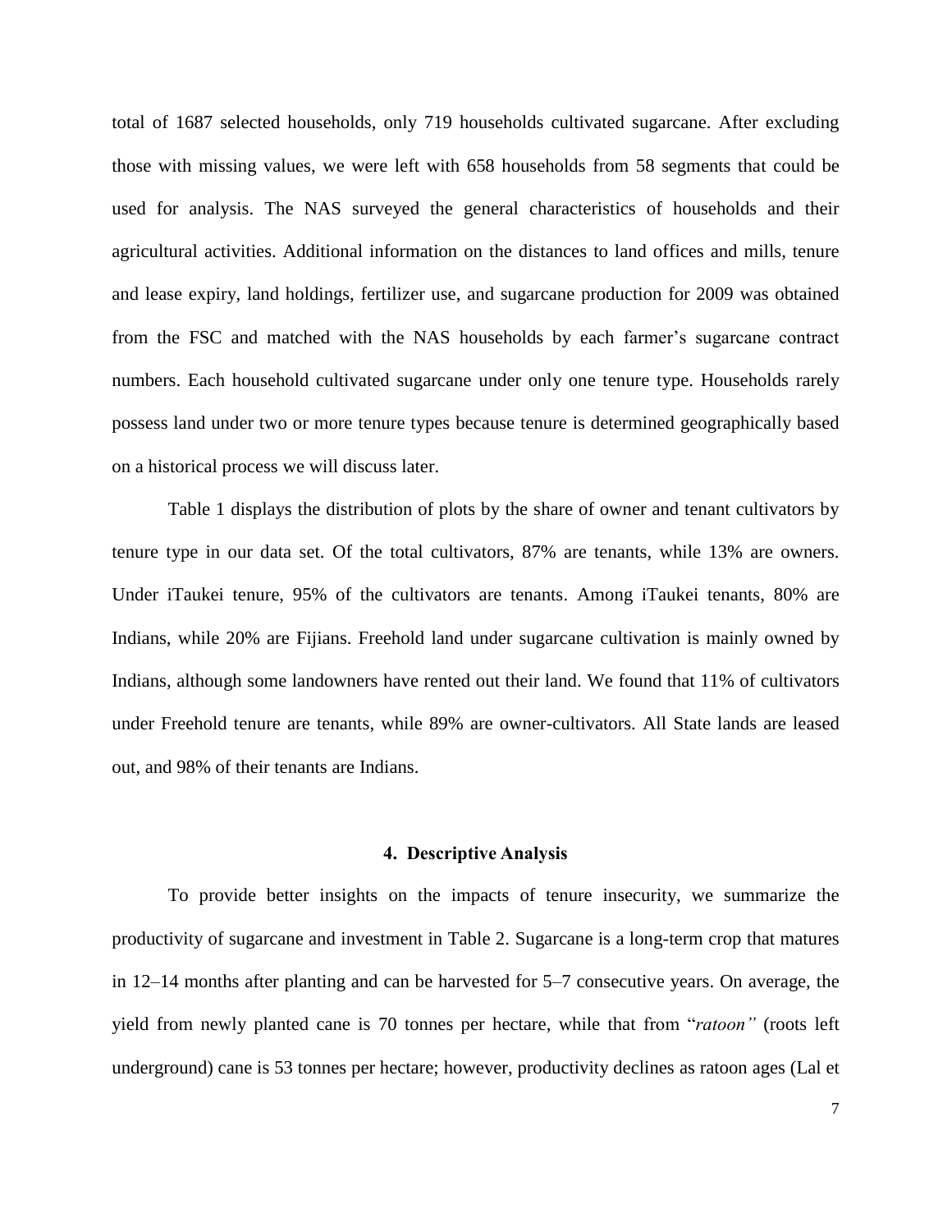total of 1687 selected households, only 719 households cultivated sugarcane. After excluding those with missing values, we were left with 658 households from 58 segments that could be used for analysis. The NAS surveyed the general characteristics of households and their agricultural activities. Additional information on the distances to land offices and mills, tenure and lease expiry, land holdings, fertilizer use, and sugarcane production for 2009 was obtained from the FSC and matched with the NAS households by each farmer's sugarcane contract numbers. Each household cultivated sugarcane under only one tenure type. Households rarely possess land under two or more tenure types because tenure is determined geographically based on a historical process we will discuss later.

Table 1 displays the distribution of plots by the share of owner and tenant cultivators by tenure type in our data set. Of the total cultivators, 87% are tenants, while 13% are owners. Under iTaukei tenure, 95% of the cultivators are tenants. Among iTaukei tenants, 80% are Indians, while 20% are Fijians. Freehold land under sugarcane cultivation is mainly owned by Indians, although some landowners have rented out their land. We found that 11% of cultivators under Freehold tenure are tenants, while 89% are owner-cultivators. All State lands are leased out, and 98% of their tenants are Indians.

## 4. Descriptive Analysis

To provide better insights on the impacts of tenure insecurity, we summarize the productivity of sugarcane and investment in Table 2. Sugarcane is a long-term crop that matures in 12–14 months after planting and can be harvested for 5–7 consecutive years. On average, the yield from newly planted cane is 70 tonnes per hectare, while that from "*ratoon"* (roots left underground) cane is 53 tonnes per hectare; however, productivity declines as ratoon ages (Lal et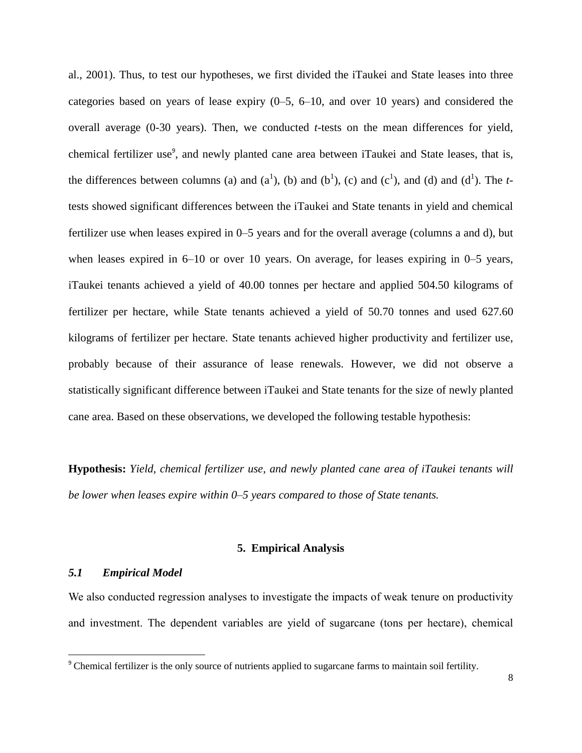al., 2001). Thus, to test our hypotheses, we first divided the iTaukei and State leases into three categories based on years of lease expiry (0–5, 6–10, and over 10 years) and considered the overall average (0-30 years). Then, we conducted *t*-tests on the mean differences for yield, chemical fertilizer use[9], and newly planted cane area between iTaukei and State leases, that is, the differences between columns (a) and ($a^1$), (b) and ($b^1$), (c) and ($c^1$), and (d) and ($d^1$). The *t*-tests showed significant differences between the iTaukei and State tenants in yield and chemical fertilizer use when leases expired in 0–5 years and for the overall average (columns a and d), but when leases expired in 6–10 or over 10 years. On average, for leases expiring in 0–5 years, iTaukei tenants achieved a yield of 40.00 tonnes per hectare and applied 504.50 kilograms of fertilizer per hectare, while State tenants achieved a yield of 50.70 tonnes and used 627.60 kilograms of fertilizer per hectare. State tenants achieved higher productivity and fertilizer use, probably because of their assurance of lease renewals. However, we did not observe a statistically significant difference between iTaukei and State tenants for the size of newly planted cane area. Based on these observations, we developed the following testable hypothesis:

**Hypothesis:** *Yield, chemical fertilizer use, and newly planted cane area of iTaukei tenants will be lower when leases expire within 0–5 years compared to those of State tenants.*

## 5. Empirical Analysis

### *5.1 Empirical Model*

We also conducted regression analyses to investigate the impacts of weak tenure on productivity and investment. The dependent variables are yield of sugarcane (tons per hectare), chemical

[9] Chemical fertilizer is the only source of nutrients applied to sugarcane farms to maintain soil fertility.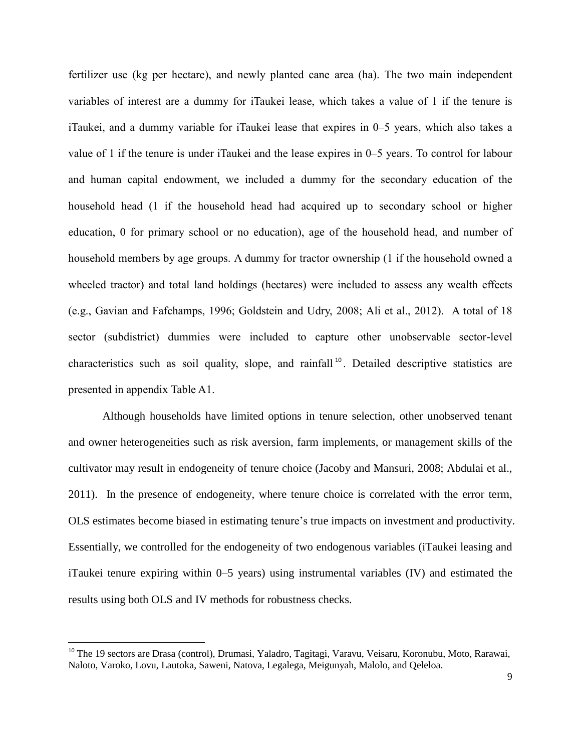fertilizer use (kg per hectare), and newly planted cane area (ha). The two main independent variables of interest are a dummy for iTaukei lease, which takes a value of 1 if the tenure is iTaukei, and a dummy variable for iTaukei lease that expires in 0–5 years, which also takes a value of 1 if the tenure is under iTaukei and the lease expires in 0–5 years. To control for labour and human capital endowment, we included a dummy for the secondary education of the household head (1 if the household head had acquired up to secondary school or higher education, 0 for primary school or no education), age of the household head, and number of household members by age groups. A dummy for tractor ownership (1 if the household owned a wheeled tractor) and total land holdings (hectares) were included to assess any wealth effects (e.g., Gavian and Fafchamps, 1996; Goldstein and Udry, 2008; Ali et al., 2012). A total of 18 sector (subdistrict) dummies were included to capture other unobservable sector-level characteristics such as soil quality, slope, and rainfall[10]. Detailed descriptive statistics are presented in appendix Table A1.

Although households have limited options in tenure selection, other unobserved tenant and owner heterogeneities such as risk aversion, farm implements, or management skills of the cultivator may result in endogeneity of tenure choice (Jacoby and Mansuri, 2008; Abdulai et al., 2011). In the presence of endogeneity, where tenure choice is correlated with the error term, OLS estimates become biased in estimating tenure's true impacts on investment and productivity. Essentially, we controlled for the endogeneity of two endogenous variables (iTaukei leasing and iTaukei tenure expiring within 0–5 years) using instrumental variables (IV) and estimated the results using both OLS and IV methods for robustness checks.

[10] The 19 sectors are Drasa (control), Drumasi, Yaladro, Tagitagi, Varavu, Veisaru, Koronubu, Moto, Rarawai, Naloto, Varoko, Lovu, Lautoka, Saweni, Natova, Legalega, Meigunyah, Malolo, and Qeleloa.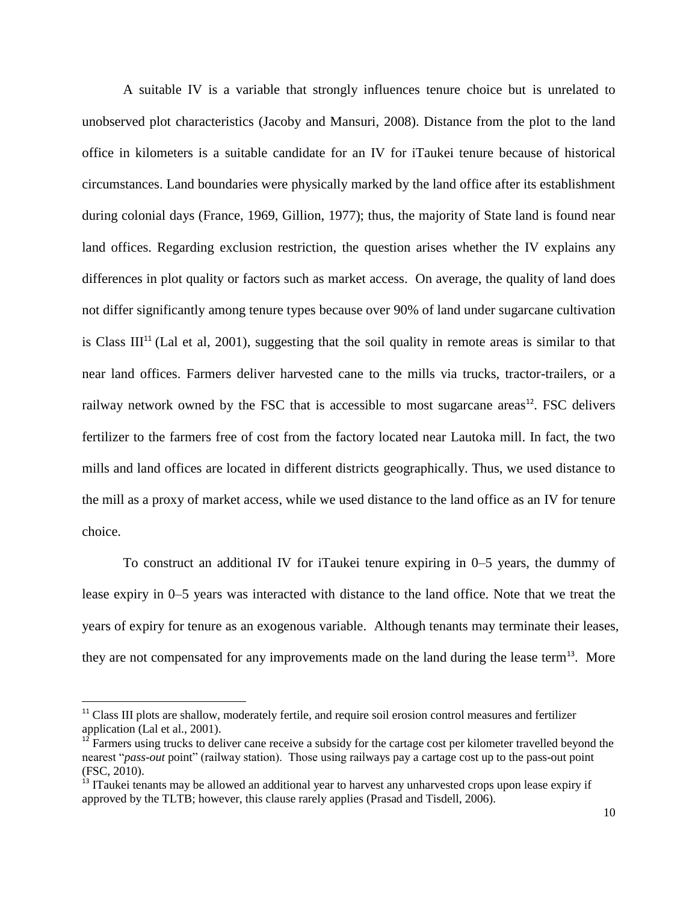A suitable IV is a variable that strongly influences tenure choice but is unrelated to unobserved plot characteristics (Jacoby and Mansuri, 2008). Distance from the plot to the land office in kilometers is a suitable candidate for an IV for iTaukei tenure because of historical circumstances. Land boundaries were physically marked by the land office after its establishment during colonial days (France, 1969, Gillion, 1977); thus, the majority of State land is found near land offices. Regarding exclusion restriction, the question arises whether the IV explains any differences in plot quality or factors such as market access. On average, the quality of land does not differ significantly among tenure types because over 90% of land under sugarcane cultivation is Class III[11] (Lal et al, 2001), suggesting that the soil quality in remote areas is similar to that near land offices. Farmers deliver harvested cane to the mills via trucks, tractor-trailers, or a railway network owned by the FSC that is accessible to most sugarcane areas[12]. FSC delivers fertilizer to the farmers free of cost from the factory located near Lautoka mill. In fact, the two mills and land offices are located in different districts geographically. Thus, we used distance to the mill as a proxy of market access, while we used distance to the land office as an IV for tenure choice.

To construct an additional IV for iTaukei tenure expiring in 0–5 years, the dummy of lease expiry in 0–5 years was interacted with distance to the land office. Note that we treat the years of expiry for tenure as an exogenous variable. Although tenants may terminate their leases, they are not compensated for any improvements made on the land during the lease term[13]. More

---

[11] Class III plots are shallow, moderately fertile, and require soil erosion control measures and fertilizer application (Lal et al., 2001).

[12] Farmers using trucks to deliver cane receive a subsidy for the cartage cost per kilometer travelled beyond the nearest "*pass-out* point" (railway station). Those using railways pay a cartage cost up to the pass-out point (FSC, 2010).

[13] ITaukei tenants may be allowed an additional year to harvest any unharvested crops upon lease expiry if approved by the TLTB; however, this clause rarely applies (Prasad and Tisdell, 2006).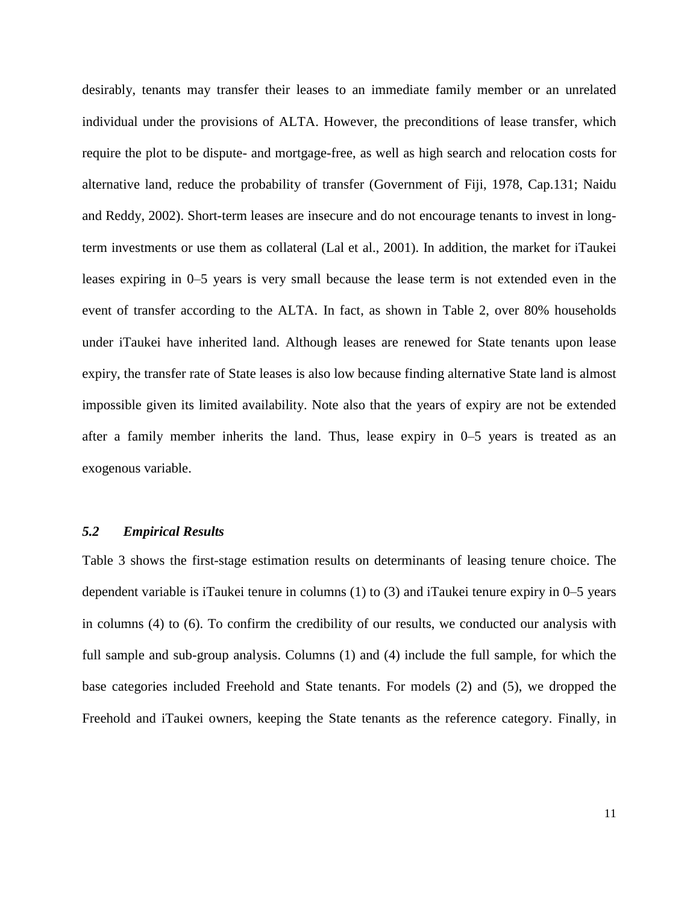desirably, tenants may transfer their leases to an immediate family member or an unrelated individual under the provisions of ALTA. However, the preconditions of lease transfer, which require the plot to be dispute- and mortgage-free, as well as high search and relocation costs for alternative land, reduce the probability of transfer (Government of Fiji, 1978, Cap.131; Naidu and Reddy, 2002). Short-term leases are insecure and do not encourage tenants to invest in long-term investments or use them as collateral (Lal et al., 2001). In addition, the market for iTaukei leases expiring in 0–5 years is very small because the lease term is not extended even in the event of transfer according to the ALTA. In fact, as shown in Table 2, over 80% households under iTaukei have inherited land. Although leases are renewed for State tenants upon lease expiry, the transfer rate of State leases is also low because finding alternative State land is almost impossible given its limited availability. Note also that the years of expiry are not be extended after a family member inherits the land. Thus, lease expiry in 0–5 years is treated as an exogenous variable.

### *5.2 Empirical Results*

Table 3 shows the first-stage estimation results on determinants of leasing tenure choice. The dependent variable is iTaukei tenure in columns (1) to (3) and iTaukei tenure expiry in 0–5 years in columns (4) to (6). To confirm the credibility of our results, we conducted our analysis with full sample and sub-group analysis. Columns (1) and (4) include the full sample, for which the base categories included Freehold and State tenants. For models (2) and (5), we dropped the Freehold and iTaukei owners, keeping the State tenants as the reference category. Finally, in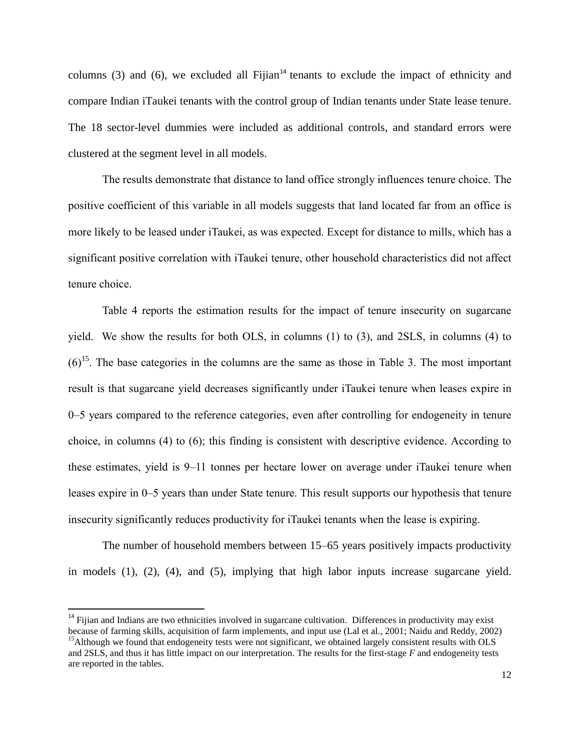columns (3) and (6), we excluded all Fijian[14] tenants to exclude the impact of ethnicity and compare Indian iTaukei tenants with the control group of Indian tenants under State lease tenure. The 18 sector-level dummies were included as additional controls, and standard errors were clustered at the segment level in all models.

The results demonstrate that distance to land office strongly influences tenure choice. The positive coefficient of this variable in all models suggests that land located far from an office is more likely to be leased under iTaukei, as was expected. Except for distance to mills, which has a significant positive correlation with iTaukei tenure, other household characteristics did not affect tenure choice.

Table 4 reports the estimation results for the impact of tenure insecurity on sugarcane yield. We show the results for both OLS, in columns (1) to (3), and 2SLS, in columns (4) to (6)[15]. The base categories in the columns are the same as those in Table 3. The most important result is that sugarcane yield decreases significantly under iTaukei tenure when leases expire in 0–5 years compared to the reference categories, even after controlling for endogeneity in tenure choice, in columns (4) to (6); this finding is consistent with descriptive evidence. According to these estimates, yield is 9–11 tonnes per hectare lower on average under iTaukei tenure when leases expire in 0–5 years than under State tenure. This result supports our hypothesis that tenure insecurity significantly reduces productivity for iTaukei tenants when the lease is expiring.

The number of household members between 15–65 years positively impacts productivity in models (1), (2), (4), and (5), implying that high labor inputs increase sugarcane yield.

---

[14] Fijian and Indians are two ethnicities involved in sugarcane cultivation. Differences in productivity may exist because of farming skills, acquisition of farm implements, and input use (Lal et al., 2001; Naidu and Reddy, 2002)

[15] Although we found that endogeneity tests were not significant, we obtained largely consistent results with OLS and 2SLS, and thus it has little impact on our interpretation. The results for the first-stage *F* and endogeneity tests are reported in the tables.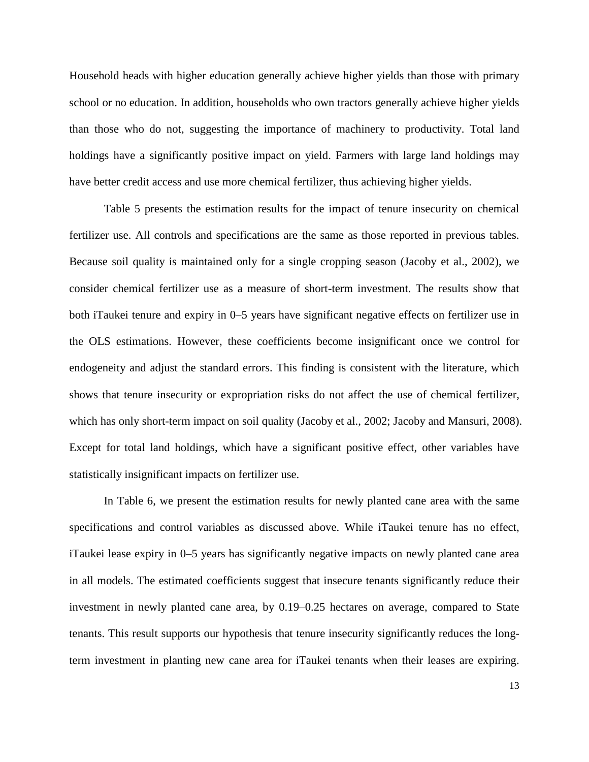Household heads with higher education generally achieve higher yields than those with primary school or no education. In addition, households who own tractors generally achieve higher yields than those who do not, suggesting the importance of machinery to productivity. Total land holdings have a significantly positive impact on yield. Farmers with large land holdings may have better credit access and use more chemical fertilizer, thus achieving higher yields.

Table 5 presents the estimation results for the impact of tenure insecurity on chemical fertilizer use. All controls and specifications are the same as those reported in previous tables. Because soil quality is maintained only for a single cropping season (Jacoby et al., 2002), we consider chemical fertilizer use as a measure of short-term investment. The results show that both iTaukei tenure and expiry in 0–5 years have significant negative effects on fertilizer use in the OLS estimations. However, these coefficients become insignificant once we control for endogeneity and adjust the standard errors. This finding is consistent with the literature, which shows that tenure insecurity or expropriation risks do not affect the use of chemical fertilizer, which has only short-term impact on soil quality (Jacoby et al., 2002; Jacoby and Mansuri, 2008). Except for total land holdings, which have a significant positive effect, other variables have statistically insignificant impacts on fertilizer use.

In Table 6, we present the estimation results for newly planted cane area with the same specifications and control variables as discussed above. While iTaukei tenure has no effect, iTaukei lease expiry in 0–5 years has significantly negative impacts on newly planted cane area in all models. The estimated coefficients suggest that insecure tenants significantly reduce their investment in newly planted cane area, by 0.19–0.25 hectares on average, compared to State tenants. This result supports our hypothesis that tenure insecurity significantly reduces the long-term investment in planting new cane area for iTaukei tenants when their leases are expiring.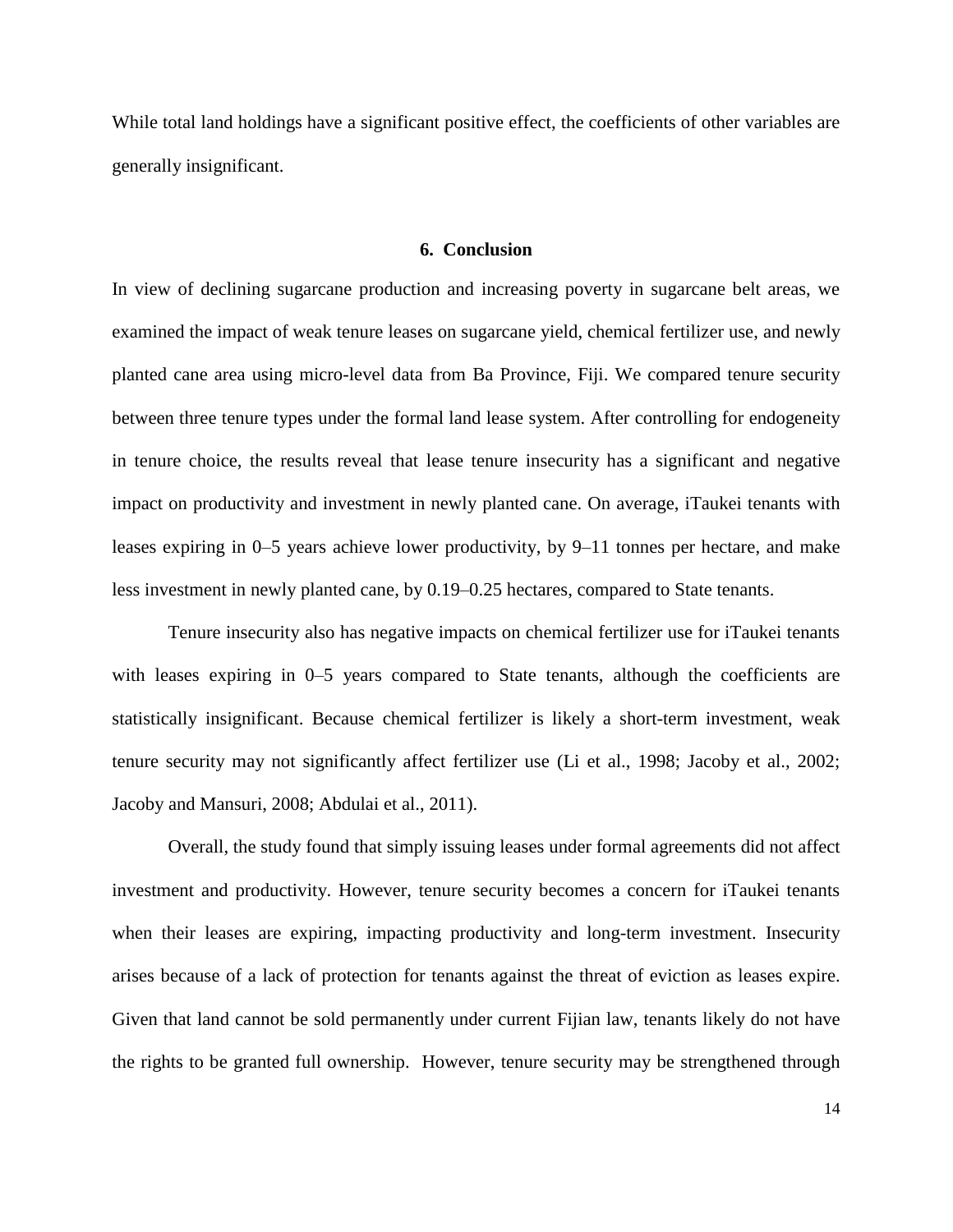While total land holdings have a significant positive effect, the coefficients of other variables are generally insignificant.

## 6. Conclusion

In view of declining sugarcane production and increasing poverty in sugarcane belt areas, we examined the impact of weak tenure leases on sugarcane yield, chemical fertilizer use, and newly planted cane area using micro-level data from Ba Province, Fiji. We compared tenure security between three tenure types under the formal land lease system. After controlling for endogeneity in tenure choice, the results reveal that lease tenure insecurity has a significant and negative impact on productivity and investment in newly planted cane. On average, iTaukei tenants with leases expiring in 0–5 years achieve lower productivity, by 9–11 tonnes per hectare, and make less investment in newly planted cane, by 0.19–0.25 hectares, compared to State tenants.

Tenure insecurity also has negative impacts on chemical fertilizer use for iTaukei tenants with leases expiring in 0–5 years compared to State tenants, although the coefficients are statistically insignificant. Because chemical fertilizer is likely a short-term investment, weak tenure security may not significantly affect fertilizer use (Li et al., 1998; Jacoby et al., 2002; Jacoby and Mansuri, 2008; Abdulai et al., 2011).

Overall, the study found that simply issuing leases under formal agreements did not affect investment and productivity. However, tenure security becomes a concern for iTaukei tenants when their leases are expiring, impacting productivity and long-term investment. Insecurity arises because of a lack of protection for tenants against the threat of eviction as leases expire. Given that land cannot be sold permanently under current Fijian law, tenants likely do not have the rights to be granted full ownership. However, tenure security may be strengthened through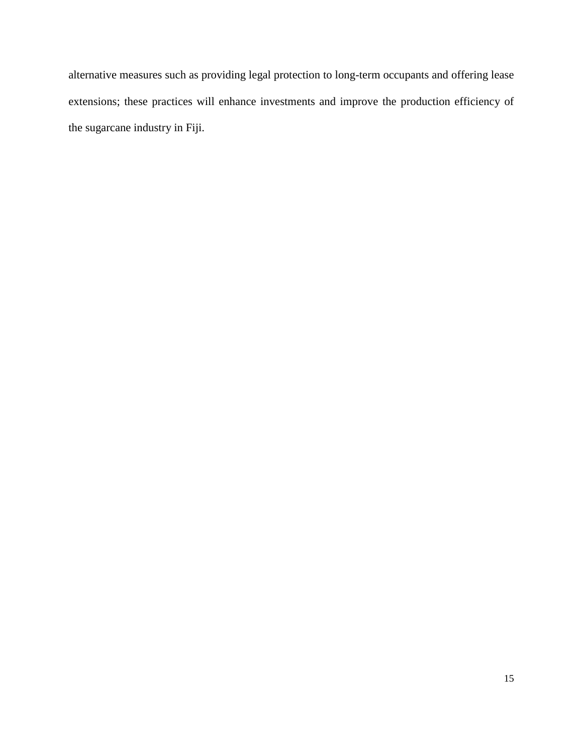alternative measures such as providing legal protection to long-term occupants and offering lease extensions; these practices will enhance investments and improve the production efficiency of the sugarcane industry in Fiji.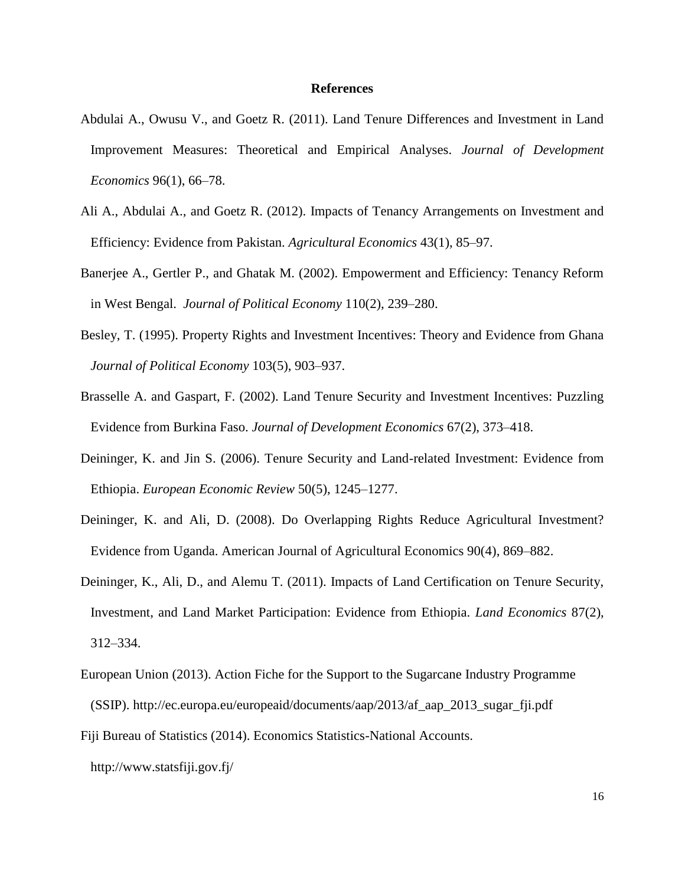## References

Abdulai A., Owusu V., and Goetz R. (2011). Land Tenure Differences and Investment in Land Improvement Measures: Theoretical and Empirical Analyses. *Journal of Development Economics* 96(1), 66–78.

Ali A., Abdulai A., and Goetz R. (2012). Impacts of Tenancy Arrangements on Investment and Efficiency: Evidence from Pakistan. *Agricultural Economics* 43(1), 85–97.

Banerjee A., Gertler P., and Ghatak M. (2002). Empowerment and Efficiency: Tenancy Reform in West Bengal. *Journal of Political Economy* 110(2), 239–280.

Besley, T. (1995). Property Rights and Investment Incentives: Theory and Evidence from Ghana *Journal of Political Economy* 103(5), 903–937.

Brasselle A. and Gaspart, F. (2002). Land Tenure Security and Investment Incentives: Puzzling Evidence from Burkina Faso. *Journal of Development Economics* 67(2), 373–418.

Deininger, K. and Jin S. (2006). Tenure Security and Land-related Investment: Evidence from Ethiopia. *European Economic Review* 50(5), 1245–1277.

Deininger, K. and Ali, D. (2008). Do Overlapping Rights Reduce Agricultural Investment? Evidence from Uganda. American Journal of Agricultural Economics 90(4), 869–882.

Deininger, K., Ali, D., and Alemu T. (2011). Impacts of Land Certification on Tenure Security, Investment, and Land Market Participation: Evidence from Ethiopia. *Land Economics* 87(2), 312–334.

European Union (2013). Action Fiche for the Support to the Sugarcane Industry Programme (SSIP). http://ec.europa.eu/europeaid/documents/aap/2013/af_aap_2013_sugar_fji.pdf

Fiji Bureau of Statistics (2014). Economics Statistics-National Accounts. http://www.statsfiji.gov.fj/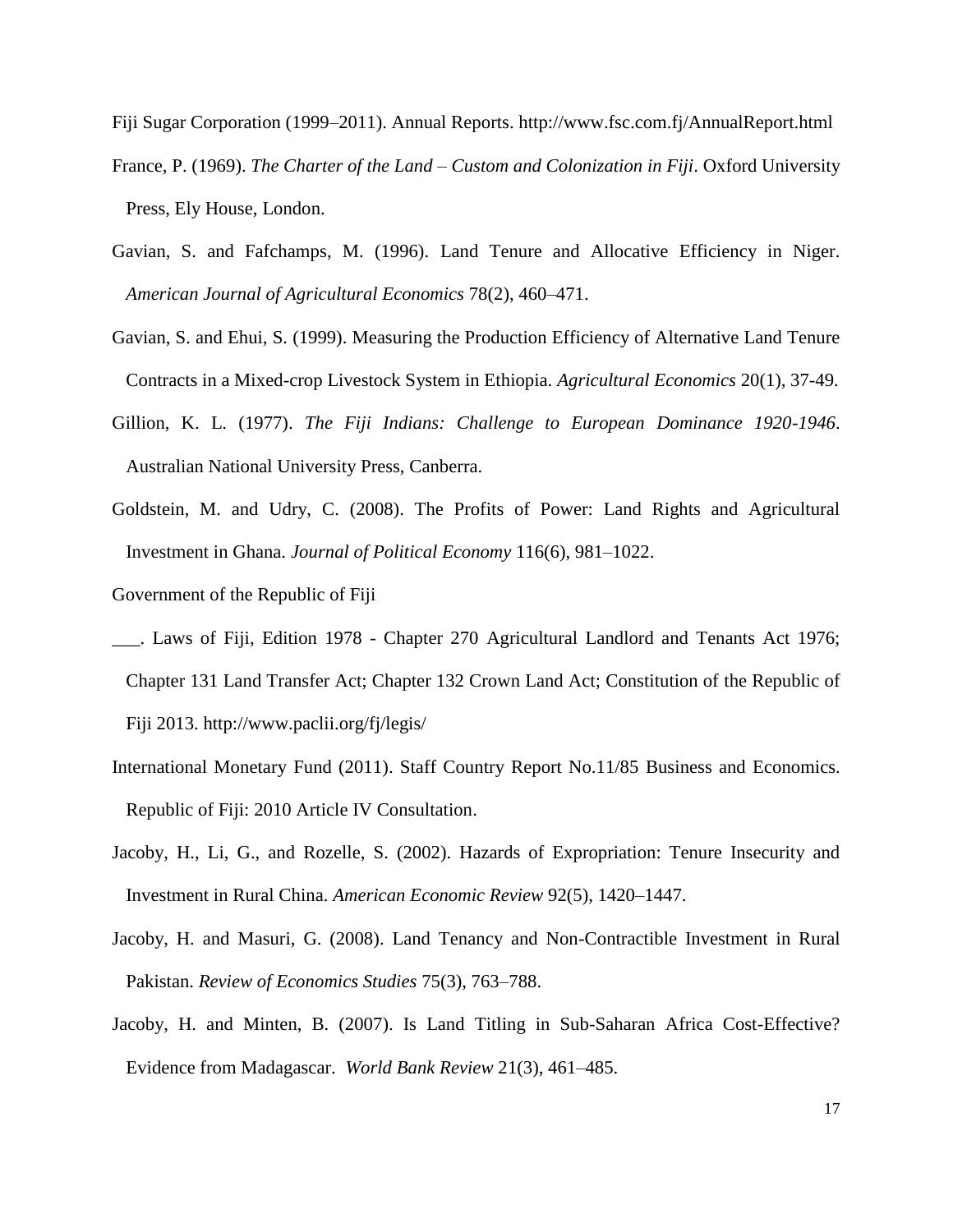Fiji Sugar Corporation (1999–2011). Annual Reports. http://www.fsc.com.fj/AnnualReport.html

France, P. (1969). *The Charter of the Land – Custom and Colonization in Fiji*. Oxford University Press, Ely House, London.

Gavian, S. and Fafchamps, M. (1996). Land Tenure and Allocative Efficiency in Niger. *American Journal of Agricultural Economics* 78(2), 460–471.

Gavian, S. and Ehui, S. (1999). Measuring the Production Efficiency of Alternative Land Tenure Contracts in a Mixed-crop Livestock System in Ethiopia. *Agricultural Economics* 20(1), 37-49.

Gillion, K. L. (1977). *The Fiji Indians: Challenge to European Dominance 1920-1946*. Australian National University Press, Canberra.

Goldstein, M. and Udry, C. (2008). The Profits of Power: Land Rights and Agricultural Investment in Ghana. *Journal of Political Economy* 116(6), 981–1022.

Government of the Republic of Fiji

___. Laws of Fiji, Edition 1978 - Chapter 270 Agricultural Landlord and Tenants Act 1976; Chapter 131 Land Transfer Act; Chapter 132 Crown Land Act; Constitution of the Republic of Fiji 2013. http://www.paclii.org/fj/legis/

International Monetary Fund (2011). Staff Country Report No.11/85 Business and Economics. Republic of Fiji: 2010 Article IV Consultation.

Jacoby, H., Li, G., and Rozelle, S. (2002). Hazards of Expropriation: Tenure Insecurity and Investment in Rural China. *American Economic Review* 92(5), 1420–1447.

Jacoby, H. and Masuri, G. (2008). Land Tenancy and Non-Contractible Investment in Rural Pakistan. *Review of Economics Studies* 75(3), 763–788.

Jacoby, H. and Minten, B. (2007). Is Land Titling in Sub-Saharan Africa Cost-Effective? Evidence from Madagascar. *World Bank Review* 21(3), 461–485.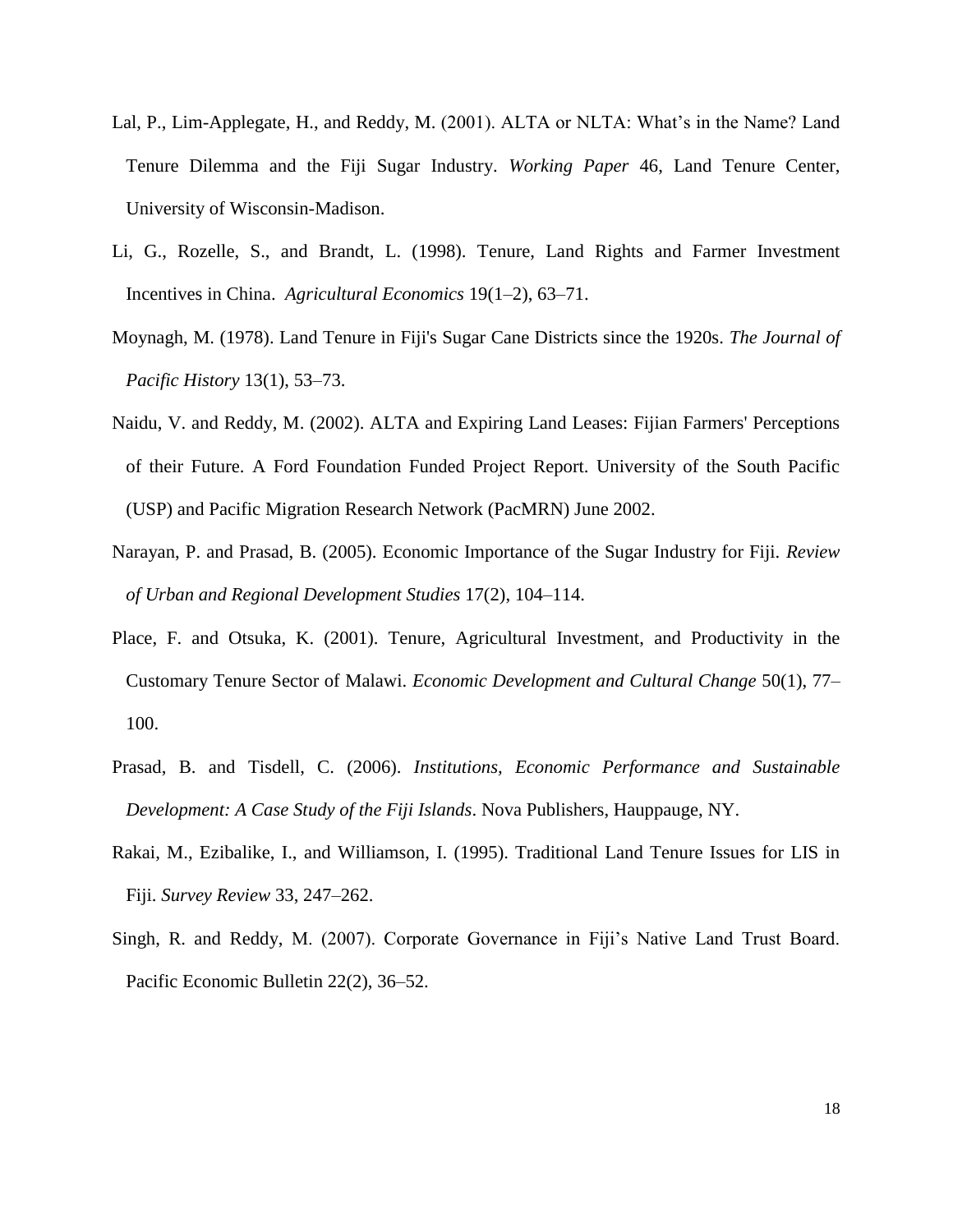Lal, P., Lim-Applegate, H., and Reddy, M. (2001). ALTA or NLTA: What's in the Name? Land Tenure Dilemma and the Fiji Sugar Industry. *Working Paper* 46, Land Tenure Center, University of Wisconsin-Madison.

Li, G., Rozelle, S., and Brandt, L. (1998). Tenure, Land Rights and Farmer Investment Incentives in China. *Agricultural Economics* 19(1–2), 63–71.

Moynagh, M. (1978). Land Tenure in Fiji's Sugar Cane Districts since the 1920s. *The Journal of Pacific History* 13(1), 53–73.

Naidu, V. and Reddy, M. (2002). ALTA and Expiring Land Leases: Fijian Farmers' Perceptions of their Future. A Ford Foundation Funded Project Report. University of the South Pacific (USP) and Pacific Migration Research Network (PacMRN) June 2002.

Narayan, P. and Prasad, B. (2005). Economic Importance of the Sugar Industry for Fiji. *Review of Urban and Regional Development Studies* 17(2), 104–114.

Place, F. and Otsuka, K. (2001). Tenure, Agricultural Investment, and Productivity in the Customary Tenure Sector of Malawi. *Economic Development and Cultural Change* 50(1), 77–100.

Prasad, B. and Tisdell, C. (2006). *Institutions, Economic Performance and Sustainable Development: A Case Study of the Fiji Islands*. Nova Publishers, Hauppauge, NY.

Rakai, M., Ezibalike, I., and Williamson, I. (1995). Traditional Land Tenure Issues for LIS in Fiji. *Survey Review* 33, 247–262.

Singh, R. and Reddy, M. (2007). Corporate Governance in Fiji's Native Land Trust Board. Pacific Economic Bulletin 22(2), 36–52.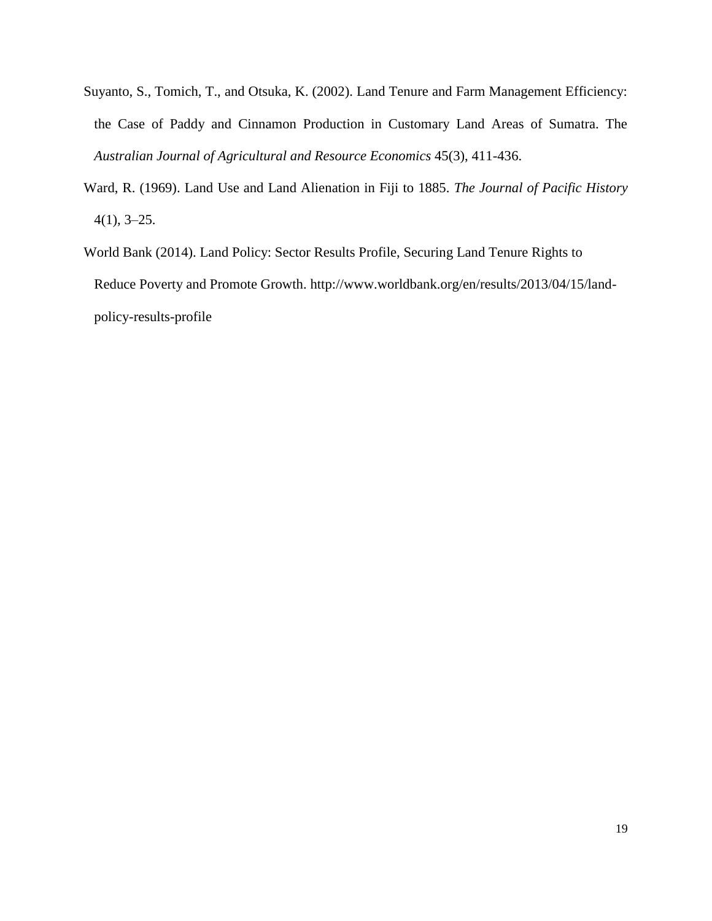Suyanto, S., Tomich, T., and Otsuka, K. (2002). Land Tenure and Farm Management Efficiency: the Case of Paddy and Cinnamon Production in Customary Land Areas of Sumatra. The *Australian Journal of Agricultural and Resource Economics* 45(3), 411-436.

Ward, R. (1969). Land Use and Land Alienation in Fiji to 1885. *The Journal of Pacific History* 4(1), 3–25.

World Bank (2014). Land Policy: Sector Results Profile, Securing Land Tenure Rights to Reduce Poverty and Promote Growth. http://www.worldbank.org/en/results/2013/04/15/land-policy-results-profile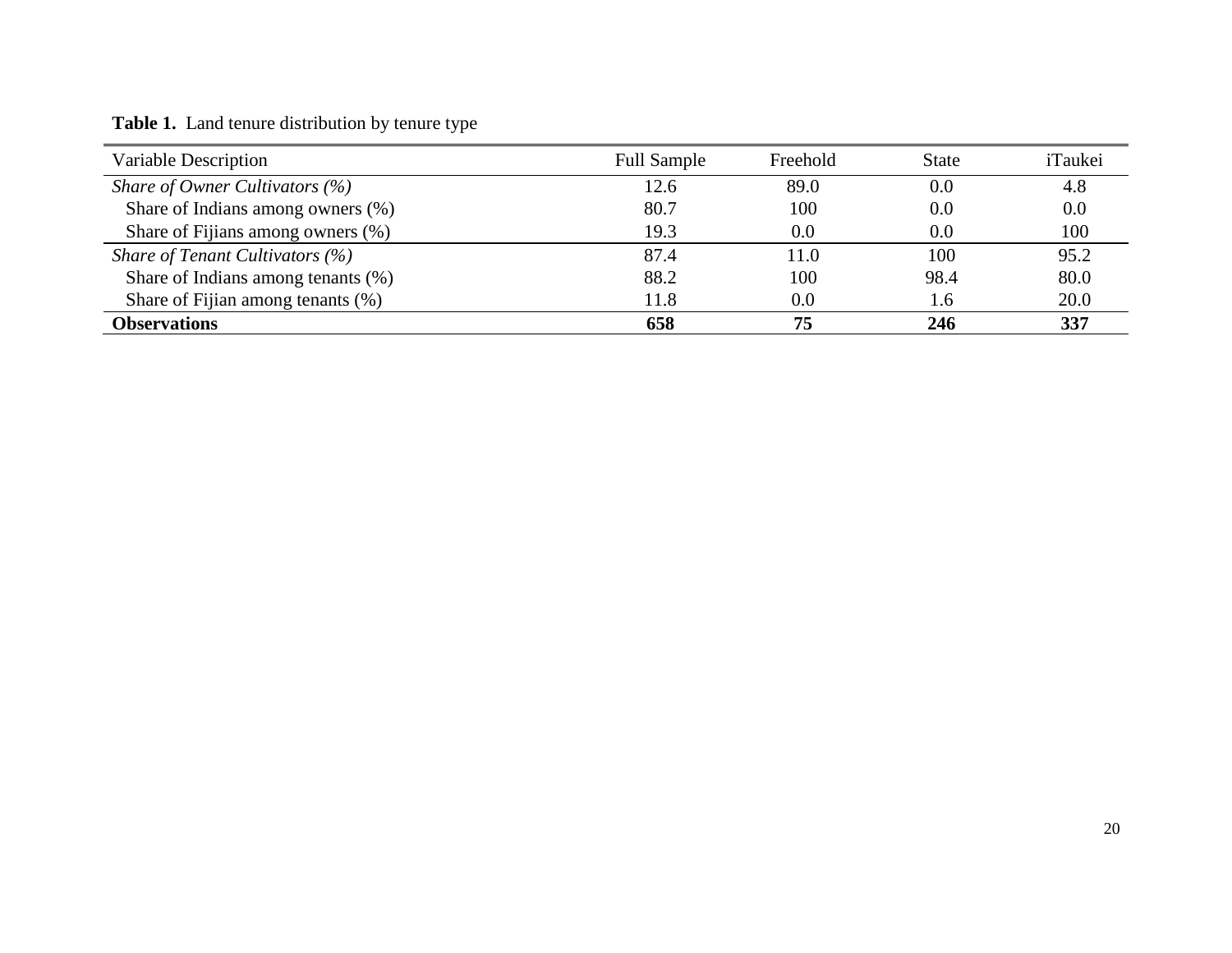**Table 1.** Land tenure distribution by tenure type

| Variable Description | Full Sample | Freehold | State | iTaukei |
|---|---|---|---|---|
| *Share of Owner Cultivators (%)* | 12.6 | 89.0 | 0.0 | 4.8 |
| Share of Indians among owners (%) | 80.7 | 100 | 0.0 | 0.0 |
| Share of Fijians among owners (%) | 19.3 | 0.0 | 0.0 | 100 |
| *Share of Tenant Cultivators (%)* | 87.4 | 11.0 | 100 | 95.2 |
| Share of Indians among tenants (%) | 88.2 | 100 | 98.4 | 80.0 |
| Share of Fijian among tenants (%) | 11.8 | 0.0 | 1.6 | 20.0 |
| **Observations** | **658** | **75** | **246** | **337** |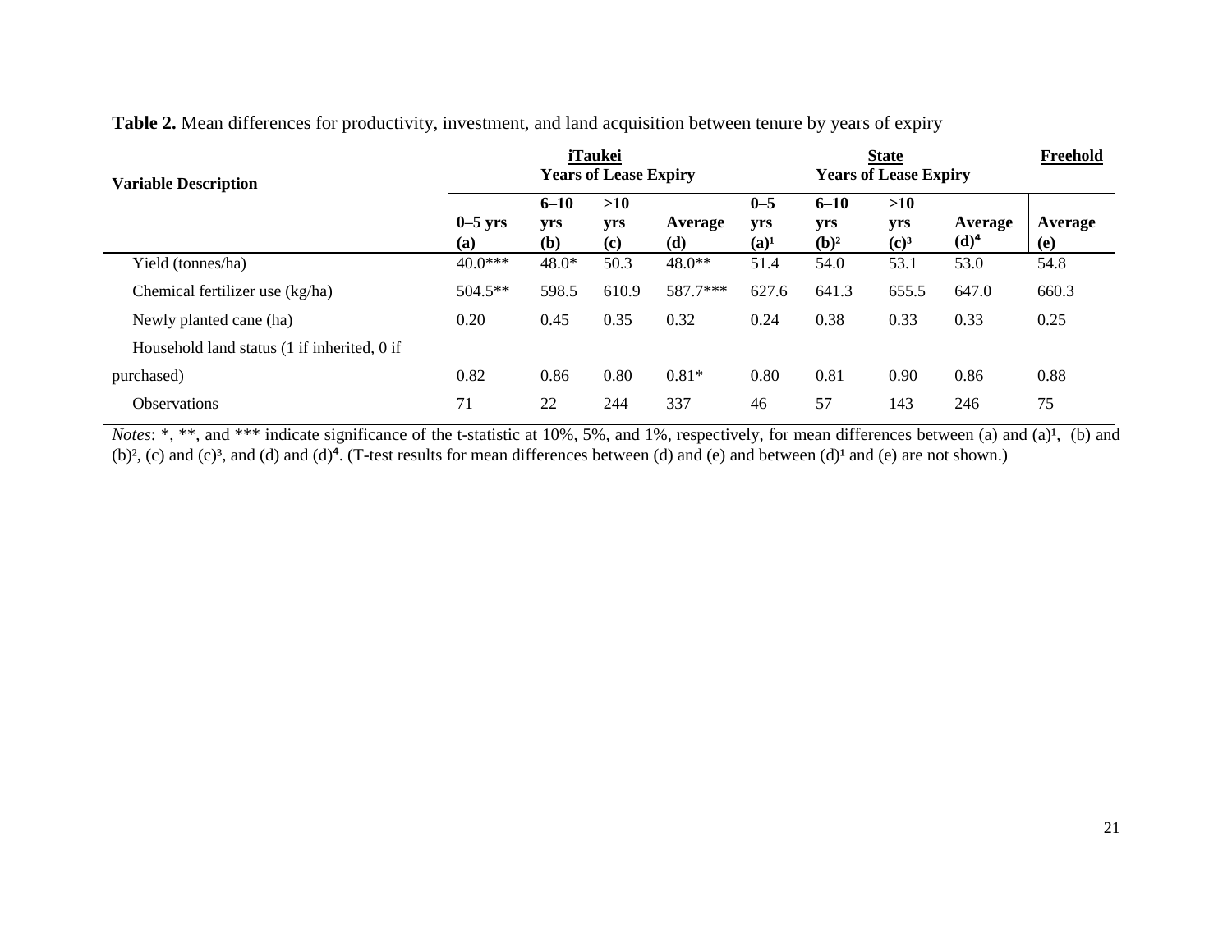**Table 2.** Mean differences for productivity, investment, and land acquisition between tenure by years of expiry

| Variable Description | iTaukei Years of Lease Expiry | | | | State Years of Lease Expiry | | | | Freehold |
|---|---|---|---|---|---|---|---|---|---|
| | 0–5 yrs (a) | 6–10 yrs (b) | >10 yrs (c) | Average (d) | 0–5 yrs (a)[1] | 6–10 yrs (b)[2] | >10 yrs (c)[3] | Average (d)[4] | Average (e) |
| Yield (tonnes/ha) | 40.0*** | 48.0* | 50.3 | 48.0** | 51.4 | 54.0 | 53.1 | 53.0 | 54.8 |
| Chemical fertilizer use (kg/ha) | 504.5** | 598.5 | 610.9 | 587.7*** | 627.6 | 641.3 | 655.5 | 647.0 | 660.3 |
| Newly planted cane (ha) | 0.20 | 0.45 | 0.35 | 0.32 | 0.24 | 0.38 | 0.33 | 0.33 | 0.25 |
| Household land status (1 if inherited, 0 if purchased) | 0.82 | 0.86 | 0.80 | 0.81* | 0.80 | 0.81 | 0.90 | 0.86 | 0.88 |
| Observations | 71 | 22 | 244 | 337 | 46 | 57 | 143 | 246 | 75 |

*Notes*: *, **, and *** indicate significance of the t-statistic at 10%, 5%, and 1%, respectively, for mean differences between (a) and (a)[1], (b) and (b)[2], (c) and (c)[3], and (d) and (d)[4]. (T-test results for mean differences between (d) and (e) and between (d)[1] and (e) are not shown.)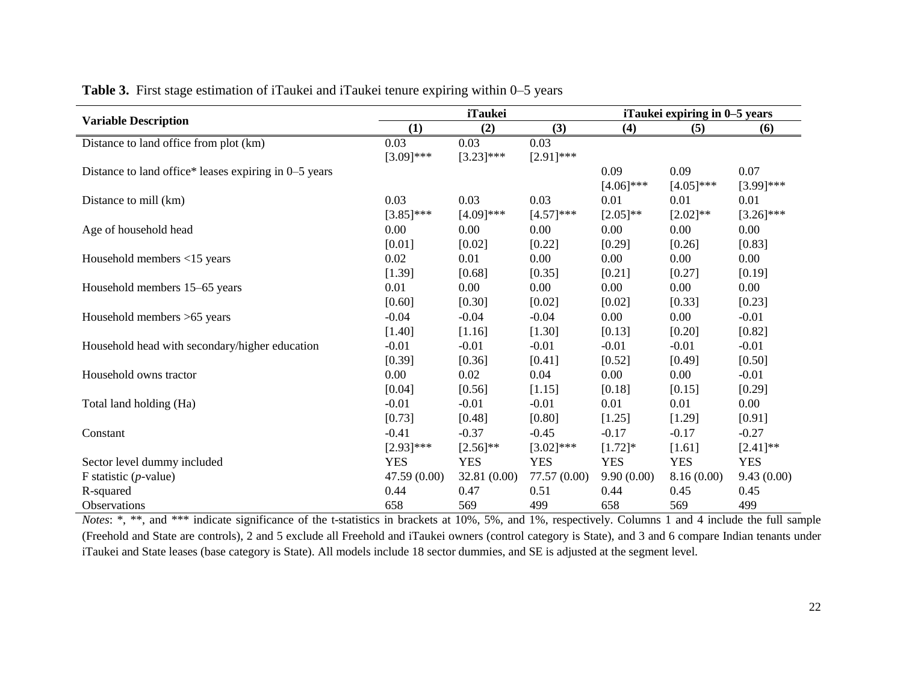**Table 3.** First stage estimation of iTaukei and iTaukei tenure expiring within 0–5 years

| Variable Description | iTaukei | | | iTaukei expiring in 0–5 years | | |
|---|---|---|---|---|---|---|
| | (1) | (2) | (3) | (4) | (5) | (6) |
| Distance to land office from plot (km) | 0.03 | 0.03 | 0.03 | | | |
| | [3.09]*** | [3.23]*** | [2.91]*** | | | |
| Distance to land office* leases expiring in 0–5 years | | | | 0.09 | 0.09 | 0.07 |
| | | | | [4.06]*** | [4.05]*** | [3.99]*** |
| Distance to mill (km) | 0.03 | 0.03 | 0.03 | 0.01 | 0.01 | 0.01 |
| | [3.85]*** | [4.09]*** | [4.57]*** | [2.05]** | [2.02]** | [3.26]*** |
| Age of household head | 0.00 | 0.00 | 0.00 | 0.00 | 0.00 | 0.00 |
| | [0.01] | [0.02] | [0.22] | [0.29] | [0.26] | [0.83] |
| Household members <15 years | 0.02 | 0.01 | 0.00 | 0.00 | 0.00 | 0.00 |
| | [1.39] | [0.68] | [0.35] | [0.21] | [0.27] | [0.19] |
| Household members 15–65 years | 0.01 | 0.00 | 0.00 | 0.00 | 0.00 | 0.00 |
| | [0.60] | [0.30] | [0.02] | [0.02] | [0.33] | [0.23] |
| Household members >65 years | -0.04 | -0.04 | -0.04 | 0.00 | 0.00 | -0.01 |
| | [1.40] | [1.16] | [1.30] | [0.13] | [0.20] | [0.82] |
| Household head with secondary/higher education | -0.01 | -0.01 | -0.01 | -0.01 | -0.01 | -0.01 |
| | [0.39] | [0.36] | [0.41] | [0.52] | [0.49] | [0.50] |
| Household owns tractor | 0.00 | 0.02 | 0.04 | 0.00 | 0.00 | -0.01 |
| | [0.04] | [0.56] | [1.15] | [0.18] | [0.15] | [0.29] |
| Total land holding (Ha) | -0.01 | -0.01 | -0.01 | 0.01 | 0.01 | 0.00 |
| | [0.73] | [0.48] | [0.80] | [1.25] | [1.29] | [0.91] |
| Constant | -0.41 | -0.37 | -0.45 | -0.17 | -0.17 | -0.27 |
| | [2.93]*** | [2.56]** | [3.02]*** | [1.72]* | [1.61] | [2.41]** |
| Sector level dummy included | YES | YES | YES | YES | YES | YES |
| F statistic (*p*-value) | 47.59 (0.00) | 32.81 (0.00) | 77.57 (0.00) | 9.90 (0.00) | 8.16 (0.00) | 9.43 (0.00) |
| R-squared | 0.44 | 0.47 | 0.51 | 0.44 | 0.45 | 0.45 |
| Observations | 658 | 569 | 499 | 658 | 569 | 499 |

*Notes*: *, **, and *** indicate significance of the t-statistics in brackets at 10%, 5%, and 1%, respectively. Columns 1 and 4 include the full sample (Freehold and State are controls), 2 and 5 exclude all Freehold and iTaukei owners (control category is State), and 3 and 6 compare Indian tenants under iTaukei and State leases (base category is State). All models include 18 sector dummies, and SE is adjusted at the segment level.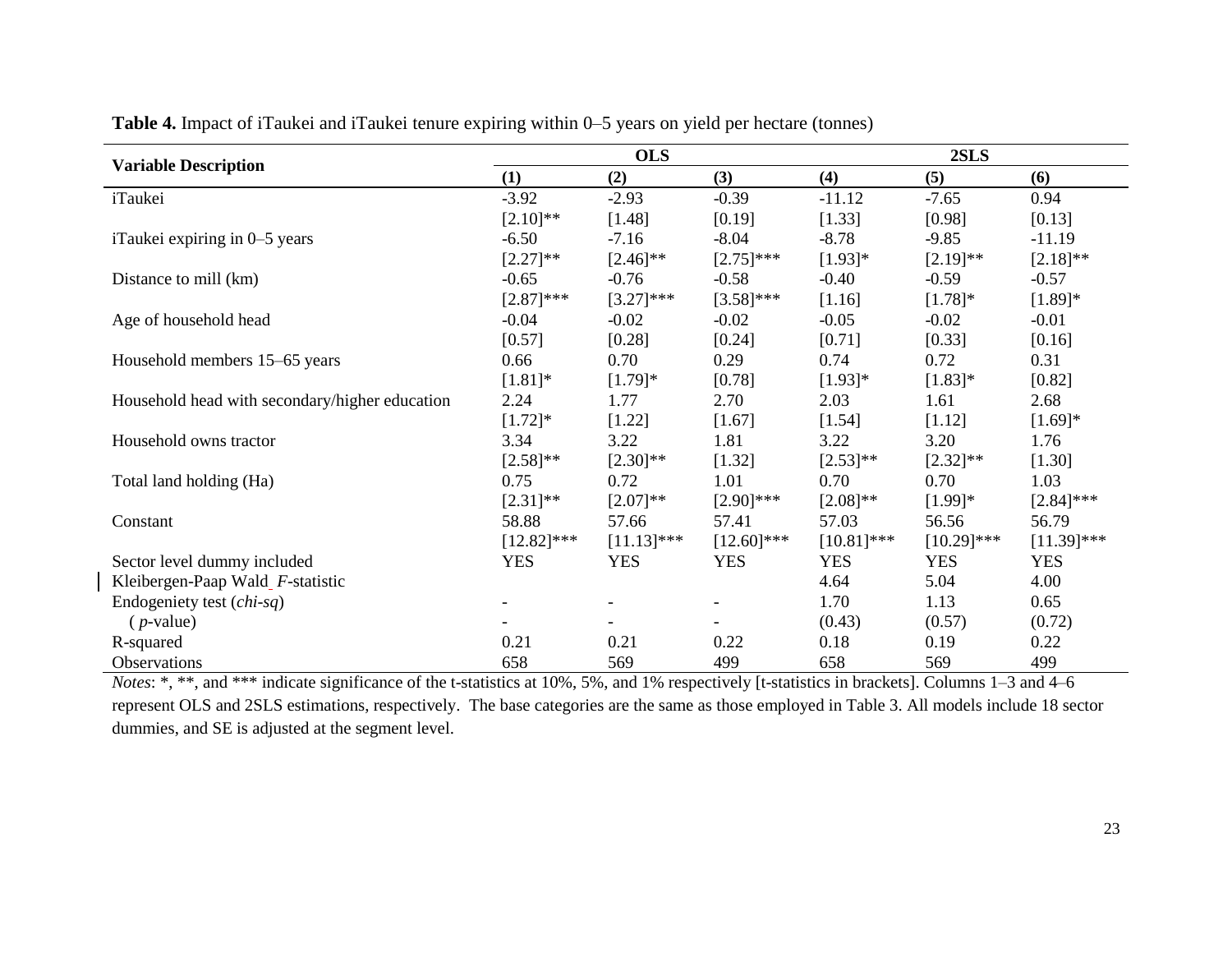**Table 4.** Impact of iTaukei and iTaukei tenure expiring within 0–5 years on yield per hectare (tonnes)

| Variable Description | OLS | | | 2SLS | | |
|---|---|---|---|---|---|---|
| | (1) | (2) | (3) | (4) | (5) | (6) |
| iTaukei | -3.92 | -2.93 | -0.39 | -11.12 | -7.65 | 0.94 |
| | [2.10]** | [1.48] | [0.19] | [1.33] | [0.98] | [0.13] |
| iTaukei expiring in 0–5 years | -6.50 | -7.16 | -8.04 | -8.78 | -9.85 | -11.19 |
| | [2.27]** | [2.46]** | [2.75]*** | [1.93]* | [2.19]** | [2.18]** |
| Distance to mill (km) | -0.65 | -0.76 | -0.58 | -0.40 | -0.59 | -0.57 |
| | [2.87]*** | [3.27]*** | [3.58]*** | [1.16] | [1.78]* | [1.89]* |
| Age of household head | -0.04 | -0.02 | -0.02 | -0.05 | -0.02 | -0.01 |
| | [0.57] | [0.28] | [0.24] | [0.71] | [0.33] | [0.16] |
| Household members 15–65 years | 0.66 | 0.70 | 0.29 | 0.74 | 0.72 | 0.31 |
| | [1.81]* | [1.79]* | [0.78] | [1.93]* | [1.83]* | [0.82] |
| Household head with secondary/higher education | 2.24 | 1.77 | 2.70 | 2.03 | 1.61 | 2.68 |
| | [1.72]* | [1.22] | [1.67] | [1.54] | [1.12] | [1.69]* |
| Household owns tractor | 3.34 | 3.22 | 1.81 | 3.22 | 3.20 | 1.76 |
| | [2.58]** | [2.30]** | [1.32] | [2.53]** | [2.32]** | [1.30] |
| Total land holding (Ha) | 0.75 | 0.72 | 1.01 | 0.70 | 0.70 | 1.03 |
| | [2.31]** | [2.07]** | [2.90]*** | [2.08]** | [1.99]* | [2.84]*** |
| Constant | 58.88 | 57.66 | 57.41 | 57.03 | 56.56 | 56.79 |
| | [12.82]*** | [11.13]*** | [12.60]*** | [10.81]*** | [10.29]*** | [11.39]*** |
| Sector level dummy included | YES | YES | YES | YES | YES | YES |
| Kleibergen-Paap Wald *F*-statistic | | | | 4.64 | 5.04 | 4.00 |
| Endogeniety test (*chi-sq*) | - | - | - | 1.70 | 1.13 | 0.65 |
| ( *p*-value) | - | - | - | (0.43) | (0.57) | (0.72) |
| R-squared | 0.21 | 0.21 | 0.22 | 0.18 | 0.19 | 0.22 |
| Observations | 658 | 569 | 499 | 658 | 569 | 499 |

*Notes*: *, **, and *** indicate significance of the t-statistics at 10%, 5%, and 1% respectively [t-statistics in brackets]. Columns 1–3 and 4–6 represent OLS and 2SLS estimations, respectively. The base categories are the same as those employed in Table 3. All models include 18 sector dummies, and SE is adjusted at the segment level.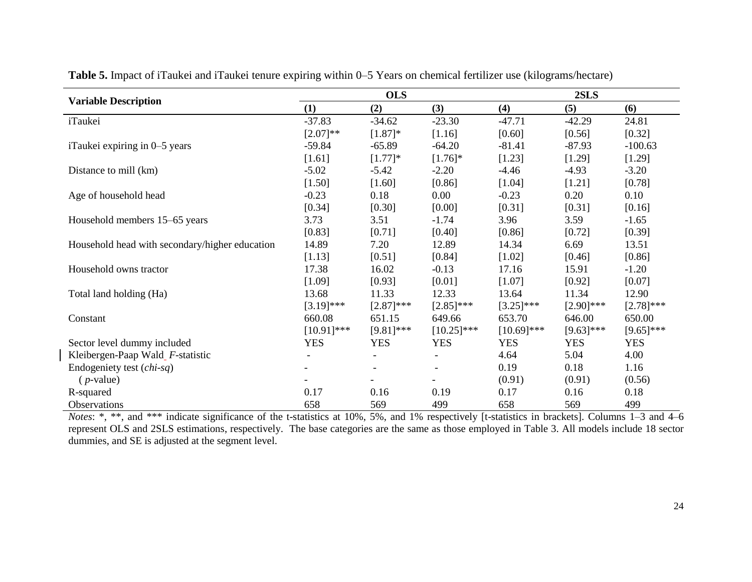**Table 5.** Impact of iTaukei and iTaukei tenure expiring within 0–5 Years on chemical fertilizer use (kilograms/hectare)

| Variable Description | OLS | | | 2SLS | | |
|---|---|---|---|---|---|---|
| | (1) | (2) | (3) | (4) | (5) | (6) |
| iTaukei | -37.83 | -34.62 | -23.30 | -47.71 | -42.29 | 24.81 |
| | [2.07]** | [1.87]* | [1.16] | [0.60] | [0.56] | [0.32] |
| iTaukei expiring in 0–5 years | -59.84 | -65.89 | -64.20 | -81.41 | -87.93 | -100.63 |
| | [1.61] | [1.77]* | [1.76]* | [1.23] | [1.29] | [1.29] |
| Distance to mill (km) | -5.02 | -5.42 | -2.20 | -4.46 | -4.93 | -3.20 |
| | [1.50] | [1.60] | [0.86] | [1.04] | [1.21] | [0.78] |
| Age of household head | -0.23 | 0.18 | 0.00 | -0.23 | 0.20 | 0.10 |
| | [0.34] | [0.30] | [0.00] | [0.31] | [0.31] | [0.16] |
| Household members 15–65 years | 3.73 | 3.51 | -1.74 | 3.96 | 3.59 | -1.65 |
| | [0.83] | [0.71] | [0.40] | [0.86] | [0.72] | [0.39] |
| Household head with secondary/higher education | 14.89 | 7.20 | 12.89 | 14.34 | 6.69 | 13.51 |
| | [1.13] | [0.51] | [0.84] | [1.02] | [0.46] | [0.86] |
| Household owns tractor | 17.38 | 16.02 | -0.13 | 17.16 | 15.91 | -1.20 |
| | [1.09] | [0.93] | [0.01] | [1.07] | [0.92] | [0.07] |
| Total land holding (Ha) | 13.68 | 11.33 | 12.33 | 13.64 | 11.34 | 12.90 |
| | [3.19]*** | [2.87]*** | [2.85]*** | [3.25]*** | [2.90]*** | [2.78]*** |
| Constant | 660.08 | 651.15 | 649.66 | 653.70 | 646.00 | 650.00 |
| | [10.91]*** | [9.81]*** | [10.25]*** | [10.69]*** | [9.63]*** | [9.65]*** |
| Sector level dummy included | YES | YES | YES | YES | YES | YES |
| Kleibergen-Paap Wald *F*-statistic | - | - | - | 4.64 | 5.04 | 4.00 |
| Endogeniety test (*chi-sq*) | - | - | - | 0.19 | 0.18 | 1.16 |
| ( *p*-value) | - | - | - | (0.91) | (0.91) | (0.56) |
| R-squared | 0.17 | 0.16 | 0.19 | 0.17 | 0.16 | 0.18 |
| Observations | 658 | 569 | 499 | 658 | 569 | 499 |

*Notes*: *, **, and *** indicate significance of the t-statistics at 10%, 5%, and 1% respectively [t-statistics in brackets]. Columns 1–3 and 4–6 represent OLS and 2SLS estimations, respectively. The base categories are the same as those employed in Table 3. All models include 18 sector dummies, and SE is adjusted at the segment level.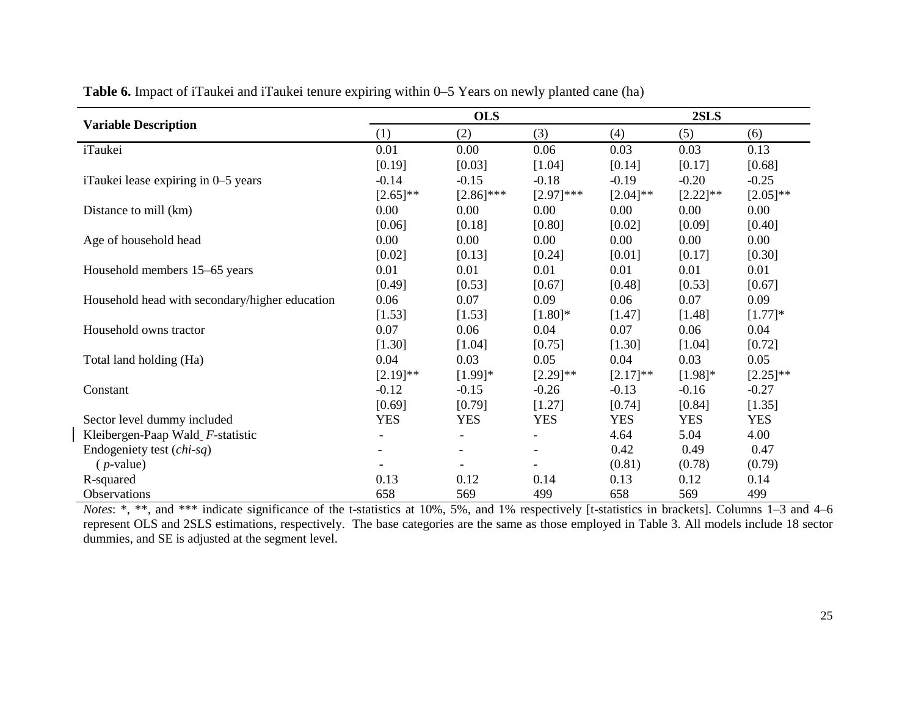**Table 6.** Impact of iTaukei and iTaukei tenure expiring within 0–5 Years on newly planted cane (ha)

| Variable Description | OLS | | | 2SLS | | |
|---|---|---|---|---|---|---|
| | (1) | (2) | (3) | (4) | (5) | (6) |
| iTaukei | 0.01 | 0.00 | 0.06 | 0.03 | 0.03 | 0.13 |
| | [0.19] | [0.03] | [1.04] | [0.14] | [0.17] | [0.68] |
| iTaukei lease expiring in 0–5 years | -0.14 | -0.15 | -0.18 | -0.19 | -0.20 | -0.25 |
| | [2.65]** | [2.86]*** | [2.97]*** | [2.04]** | [2.22]** | [2.05]** |
| Distance to mill (km) | 0.00 | 0.00 | 0.00 | 0.00 | 0.00 | 0.00 |
| | [0.06] | [0.18] | [0.80] | [0.02] | [0.09] | [0.40] |
| Age of household head | 0.00 | 0.00 | 0.00 | 0.00 | 0.00 | 0.00 |
| | [0.02] | [0.13] | [0.24] | [0.01] | [0.17] | [0.30] |
| Household members 15–65 years | 0.01 | 0.01 | 0.01 | 0.01 | 0.01 | 0.01 |
| | [0.49] | [0.53] | [0.67] | [0.48] | [0.53] | [0.67] |
| Household head with secondary/higher education | 0.06 | 0.07 | 0.09 | 0.06 | 0.07 | 0.09 |
| | [1.53] | [1.53] | [1.80]* | [1.47] | [1.48] | [1.77]* |
| Household owns tractor | 0.07 | 0.06 | 0.04 | 0.07 | 0.06 | 0.04 |
| | [1.30] | [1.04] | [0.75] | [1.30] | [1.04] | [0.72] |
| Total land holding (Ha) | 0.04 | 0.03 | 0.05 | 0.04 | 0.03 | 0.05 |
| | [2.19]** | [1.99]* | [2.29]** | [2.17]** | [1.98]* | [2.25]** |
| Constant | -0.12 | -0.15 | -0.26 | -0.13 | -0.16 | -0.27 |
| | [0.69] | [0.79] | [1.27] | [0.74] | [0.84] | [1.35] |
| Sector level dummy included | YES | YES | YES | YES | YES | YES |
| Kleibergen-Paap Wald *F*-statistic | - | - | - | 4.64 | 5.04 | 4.00 |
| Endogeniety test (*chi-sq*) | - | - | - | 0.42 | 0.49 | 0.47 |
| ( *p*-value) | - | - | - | (0.81) | (0.78) | (0.79) |
| R-squared | 0.13 | 0.12 | 0.14 | 0.13 | 0.12 | 0.14 |
| Observations | 658 | 569 | 499 | 658 | 569 | 499 |

*Notes*: *, **, and *** indicate significance of the t-statistics at 10%, 5%, and 1% respectively [t-statistics in brackets]. Columns 1–3 and 4–6 represent OLS and 2SLS estimations, respectively. The base categories are the same as those employed in Table 3. All models include 18 sector dummies, and SE is adjusted at the segment level.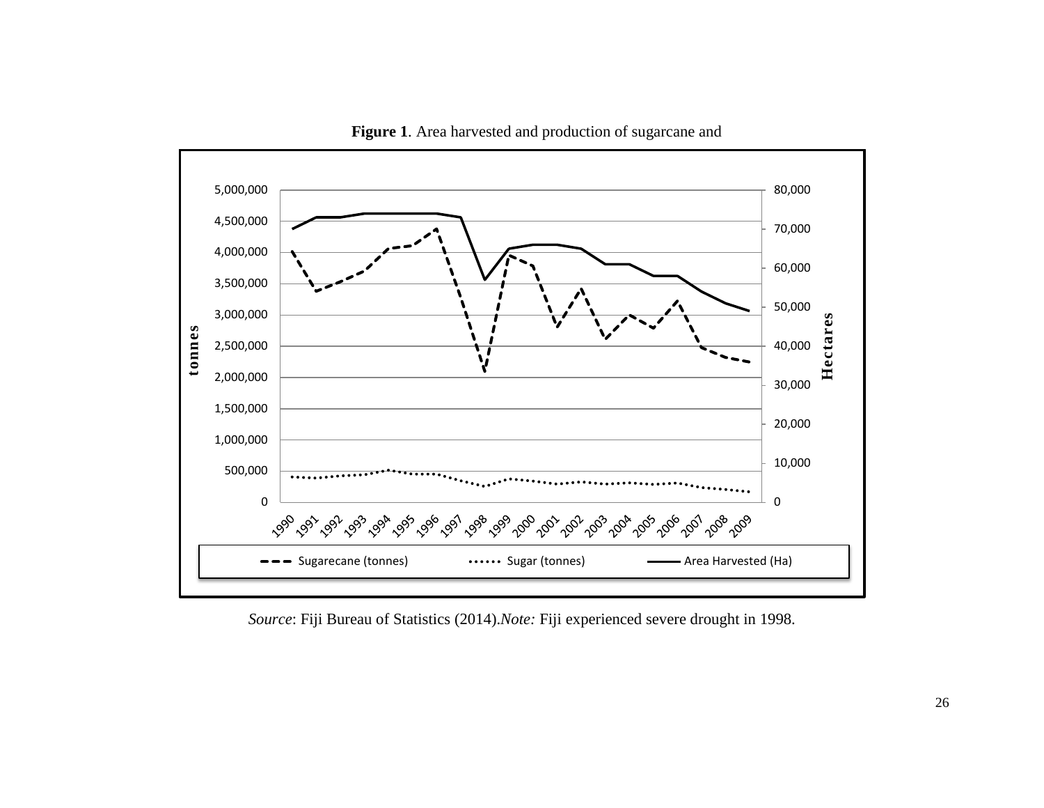**Figure 1**. Area harvested and production of sugarcane and

*Source*: Fiji Bureau of Statistics (2014).*Note:* Fiji experienced severe drought in 1998.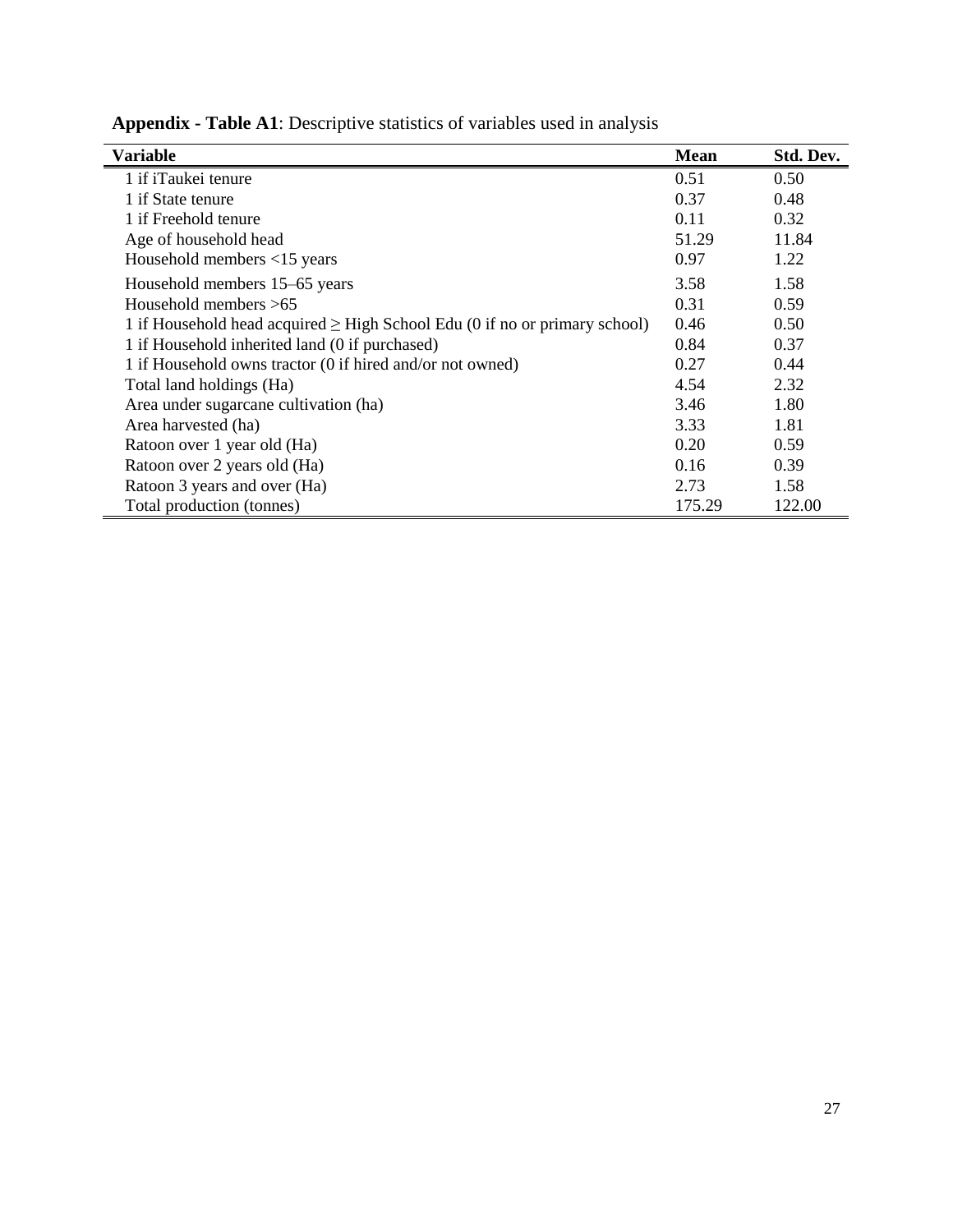**Appendix - Table A1**: Descriptive statistics of variables used in analysis

| Variable | Mean | Std. Dev. |
|---|---|---|
| 1 if iTaukei tenure | 0.51 | 0.50 |
| 1 if State tenure | 0.37 | 0.48 |
| 1 if Freehold tenure | 0.11 | 0.32 |
| Age of household head | 51.29 | 11.84 |
| Household members <15 years | 0.97 | 1.22 |
| Household members 15–65 years | 3.58 | 1.58 |
| Household members >65 | 0.31 | 0.59 |
| 1 if Household head acquired $\geq$ High School Edu (0 if no or primary school) | 0.46 | 0.50 |
| 1 if Household inherited land (0 if purchased) | 0.84 | 0.37 |
| 1 if Household owns tractor (0 if hired and/or not owned) | 0.27 | 0.44 |
| Total land holdings (Ha) | 4.54 | 2.32 |
| Area under sugarcane cultivation (ha) | 3.46 | 1.80 |
| Area harvested (ha) | 3.33 | 1.81 |
| Ratoon over 1 year old (Ha) | 0.20 | 0.59 |
| Ratoon over 2 years old (Ha) | 0.16 | 0.39 |
| Ratoon 3 years and over (Ha) | 2.73 | 1.58 |
| Total production (tonnes) | 175.29 | 122.00 |